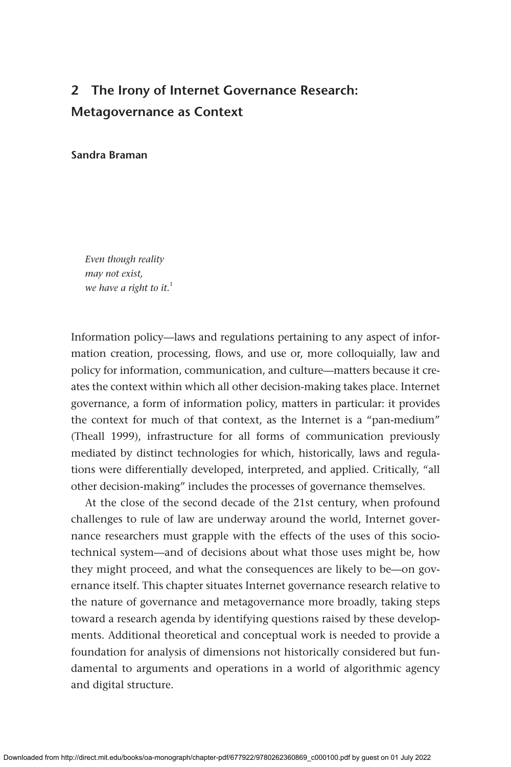# 2 The Irony of Internet Governance Research: Metagovernance as Context

**Sandra Braman**

*Even though reality*
*may not exist,*
*we have a right to it.*[1]

Information policy—laws and regulations pertaining to any aspect of information creation, processing, flows, and use or, more colloquially, law and policy for information, communication, and culture—matters because it creates the context within which all other decision-making takes place. Internet governance, a form of information policy, matters in particular: it provides the context for much of that context, as the Internet is a "pan-medium" (Theall 1999), infrastructure for all forms of communication previously mediated by distinct technologies for which, historically, laws and regulations were differentially developed, interpreted, and applied. Critically, "all other decision-making" includes the processes of governance themselves.

At the close of the second decade of the 21st century, when profound challenges to rule of law are underway around the world, Internet governance researchers must grapple with the effects of the uses of this sociotechnical system—and of decisions about what those uses might be, how they might proceed, and what the consequences are likely to be—on governance itself. This chapter situates Internet governance research relative to the nature of governance and metagovernance more broadly, taking steps toward a research agenda by identifying questions raised by these developments. Additional theoretical and conceptual work is needed to provide a foundation for analysis of dimensions not historically considered but fundamental to arguments and operations in a world of algorithmic agency and digital structure.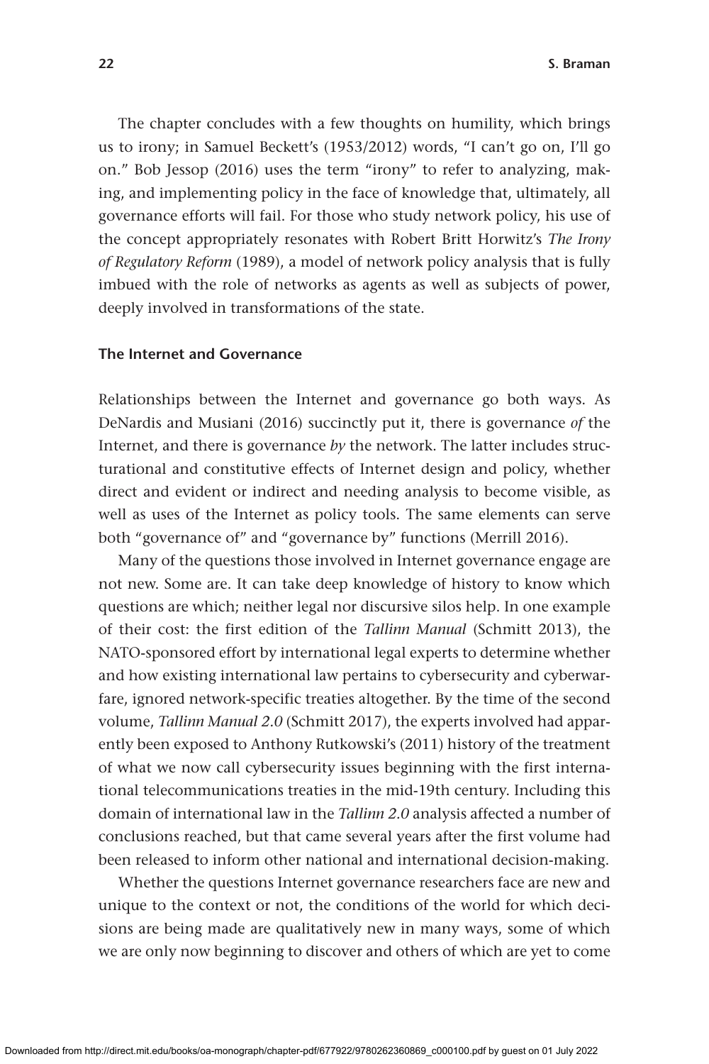The chapter concludes with a few thoughts on humility, which brings us to irony; in Samuel Beckett's (1953/2012) words, "I can't go on, I'll go on." Bob Jessop (2016) uses the term "irony" to refer to analyzing, making, and implementing policy in the face of knowledge that, ultimately, all governance efforts will fail. For those who study network policy, his use of the concept appropriately resonates with Robert Britt Horwitz's *The Irony of Regulatory Reform* (1989), a model of network policy analysis that is fully imbued with the role of networks as agents as well as subjects of power, deeply involved in transformations of the state.

## The Internet and Governance

Relationships between the Internet and governance go both ways. As DeNardis and Musiani (2016) succinctly put it, there is governance *of* the Internet, and there is governance *by* the network. The latter includes structurational and constitutive effects of Internet design and policy, whether direct and evident or indirect and needing analysis to become visible, as well as uses of the Internet as policy tools. The same elements can serve both "governance of" and "governance by" functions (Merrill 2016).

Many of the questions those involved in Internet governance engage are not new. Some are. It can take deep knowledge of history to know which questions are which; neither legal nor discursive silos help. In one example of their cost: the first edition of the *Tallinn Manual* (Schmitt 2013), the NATO-sponsored effort by international legal experts to determine whether and how existing international law pertains to cybersecurity and cyberwarfare, ignored network-specific treaties altogether. By the time of the second volume, *Tallinn Manual 2.0* (Schmitt 2017), the experts involved had apparently been exposed to Anthony Rutkowski's (2011) history of the treatment of what we now call cybersecurity issues beginning with the first international telecommunications treaties in the mid-19th century. Including this domain of international law in the *Tallinn 2.0* analysis affected a number of conclusions reached, but that came several years after the first volume had been released to inform other national and international decision-making.

Whether the questions Internet governance researchers face are new and unique to the context or not, the conditions of the world for which decisions are being made are qualitatively new in many ways, some of which we are only now beginning to discover and others of which are yet to come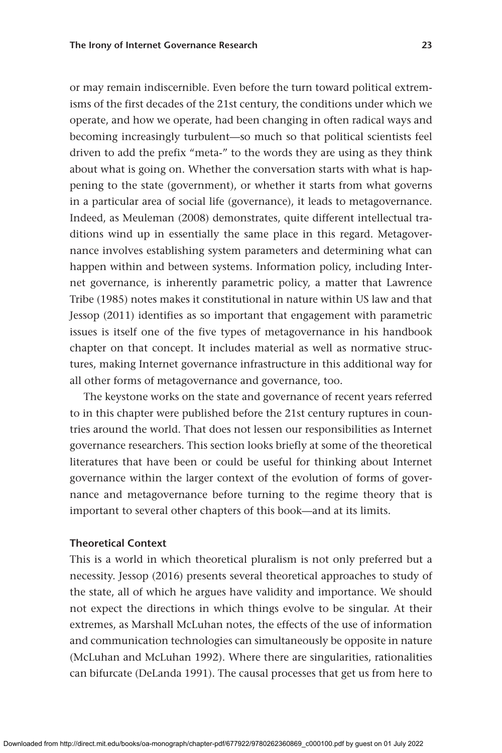or may remain indiscernible. Even before the turn toward political extremisms of the first decades of the 21st century, the conditions under which we operate, and how we operate, had been changing in often radical ways and becoming increasingly turbulent—so much so that political scientists feel driven to add the prefix "meta-" to the words they are using as they think about what is going on. Whether the conversation starts with what is happening to the state (government), or whether it starts from what governs in a particular area of social life (governance), it leads to metagovernance. Indeed, as Meuleman (2008) demonstrates, quite different intellectual traditions wind up in essentially the same place in this regard. Metagovernance involves establishing system parameters and determining what can happen within and between systems. Information policy, including Internet governance, is inherently parametric policy, a matter that Lawrence Tribe (1985) notes makes it constitutional in nature within US law and that Jessop (2011) identifies as so important that engagement with parametric issues is itself one of the five types of metagovernance in his handbook chapter on that concept. It includes material as well as normative structures, making Internet governance infrastructure in this additional way for all other forms of metagovernance and governance, too.

The keystone works on the state and governance of recent years referred to in this chapter were published before the 21st century ruptures in countries around the world. That does not lessen our responsibilities as Internet governance researchers. This section looks briefly at some of the theoretical literatures that have been or could be useful for thinking about Internet governance within the larger context of the evolution of forms of governance and metagovernance before turning to the regime theory that is important to several other chapters of this book—and at its limits.

### Theoretical Context

This is a world in which theoretical pluralism is not only preferred but a necessity. Jessop (2016) presents several theoretical approaches to study of the state, all of which he argues have validity and importance. We should not expect the directions in which things evolve to be singular. At their extremes, as Marshall McLuhan notes, the effects of the use of information and communication technologies can simultaneously be opposite in nature (McLuhan and McLuhan 1992). Where there are singularities, rationalities can bifurcate (DeLanda 1991). The causal processes that get us from here to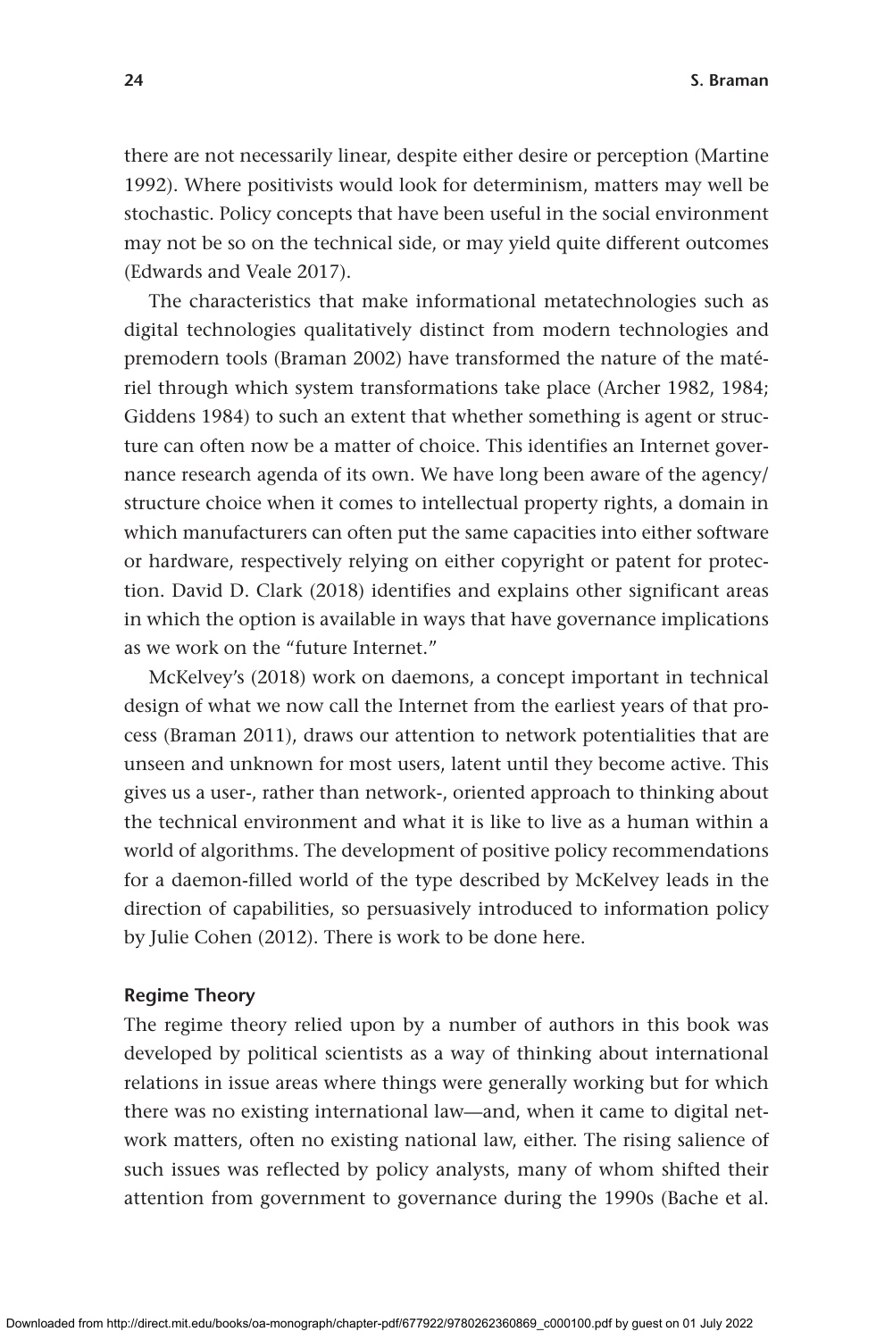there are not necessarily linear, despite either desire or perception (Martine 1992). Where positivists would look for determinism, matters may well be stochastic. Policy concepts that have been useful in the social environment may not be so on the technical side, or may yield quite different outcomes (Edwards and Veale 2017).

The characteristics that make informational metatechnologies such as digital technologies qualitatively distinct from modern technologies and premodern tools (Braman 2002) have transformed the nature of the matériel through which system transformations take place (Archer 1982, 1984; Giddens 1984) to such an extent that whether something is agent or structure can often now be a matter of choice. This identifies an Internet governance research agenda of its own. We have long been aware of the agency/structure choice when it comes to intellectual property rights, a domain in which manufacturers can often put the same capacities into either software or hardware, respectively relying on either copyright or patent for protection. David D. Clark (2018) identifies and explains other significant areas in which the option is available in ways that have governance implications as we work on the "future Internet."

McKelvey's (2018) work on daemons, a concept important in technical design of what we now call the Internet from the earliest years of that process (Braman 2011), draws our attention to network potentialities that are unseen and unknown for most users, latent until they become active. This gives us a user-, rather than network-, oriented approach to thinking about the technical environment and what it is like to live as a human within a world of algorithms. The development of positive policy recommendations for a daemon-filled world of the type described by McKelvey leads in the direction of capabilities, so persuasively introduced to information policy by Julie Cohen (2012). There is work to be done here.

### Regime Theory

The regime theory relied upon by a number of authors in this book was developed by political scientists as a way of thinking about international relations in issue areas where things were generally working but for which there was no existing international law—and, when it came to digital network matters, often no existing national law, either. The rising salience of such issues was reflected by policy analysts, many of whom shifted their attention from government to governance during the 1990s (Bache et al.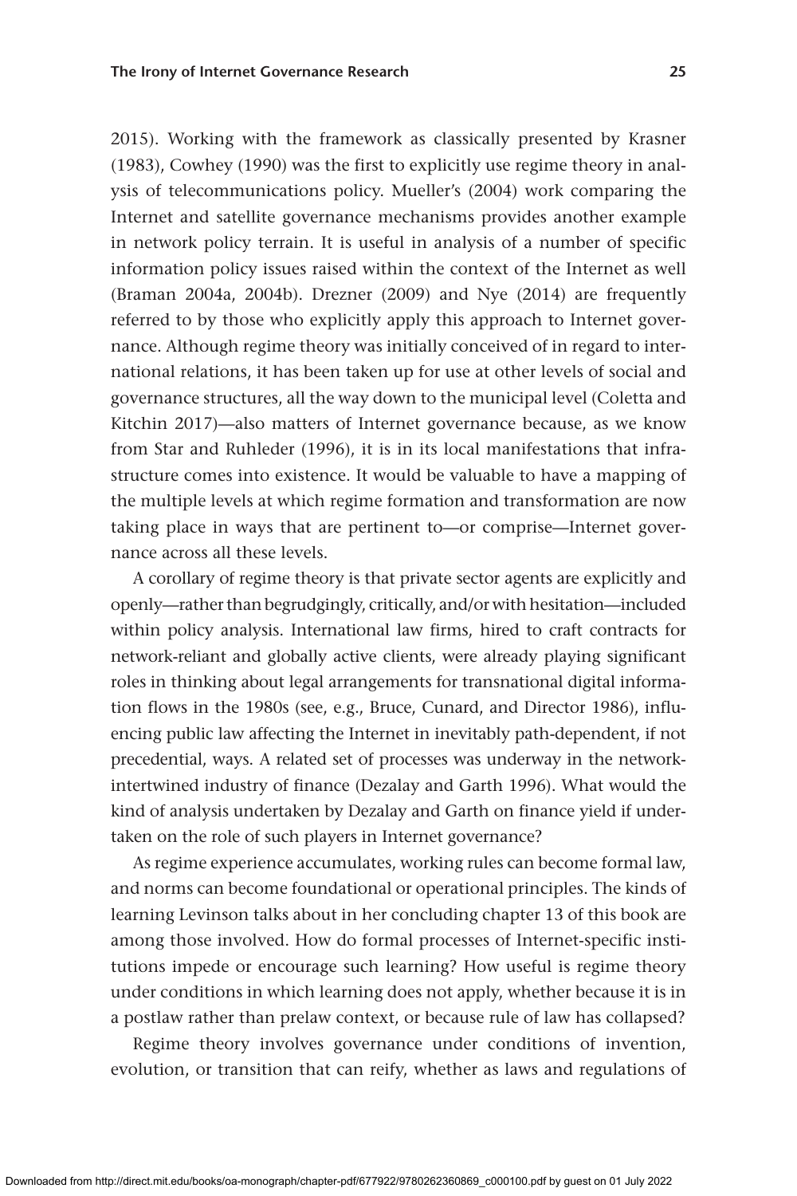2015). Working with the framework as classically presented by Krasner (1983), Cowhey (1990) was the first to explicitly use regime theory in analysis of telecommunications policy. Mueller's (2004) work comparing the Internet and satellite governance mechanisms provides another example in network policy terrain. It is useful in analysis of a number of specific information policy issues raised within the context of the Internet as well (Braman 2004a, 2004b). Drezner (2009) and Nye (2014) are frequently referred to by those who explicitly apply this approach to Internet governance. Although regime theory was initially conceived of in regard to international relations, it has been taken up for use at other levels of social and governance structures, all the way down to the municipal level (Coletta and Kitchin 2017)—also matters of Internet governance because, as we know from Star and Ruhleder (1996), it is in its local manifestations that infrastructure comes into existence. It would be valuable to have a mapping of the multiple levels at which regime formation and transformation are now taking place in ways that are pertinent to—or comprise—Internet governance across all these levels.

A corollary of regime theory is that private sector agents are explicitly and openly—rather than begrudgingly, critically, and/or with hesitation—included within policy analysis. International law firms, hired to craft contracts for network-reliant and globally active clients, were already playing significant roles in thinking about legal arrangements for transnational digital information flows in the 1980s (see, e.g., Bruce, Cunard, and Director 1986), influencing public law affecting the Internet in inevitably path-dependent, if not precedential, ways. A related set of processes was underway in the network-intertwined industry of finance (Dezalay and Garth 1996). What would the kind of analysis undertaken by Dezalay and Garth on finance yield if undertaken on the role of such players in Internet governance?

As regime experience accumulates, working rules can become formal law, and norms can become foundational or operational principles. The kinds of learning Levinson talks about in her concluding chapter 13 of this book are among those involved. How do formal processes of Internet-specific institutions impede or encourage such learning? How useful is regime theory under conditions in which learning does not apply, whether because it is in a postlaw rather than prelaw context, or because rule of law has collapsed?

Regime theory involves governance under conditions of invention, evolution, or transition that can reify, whether as laws and regulations of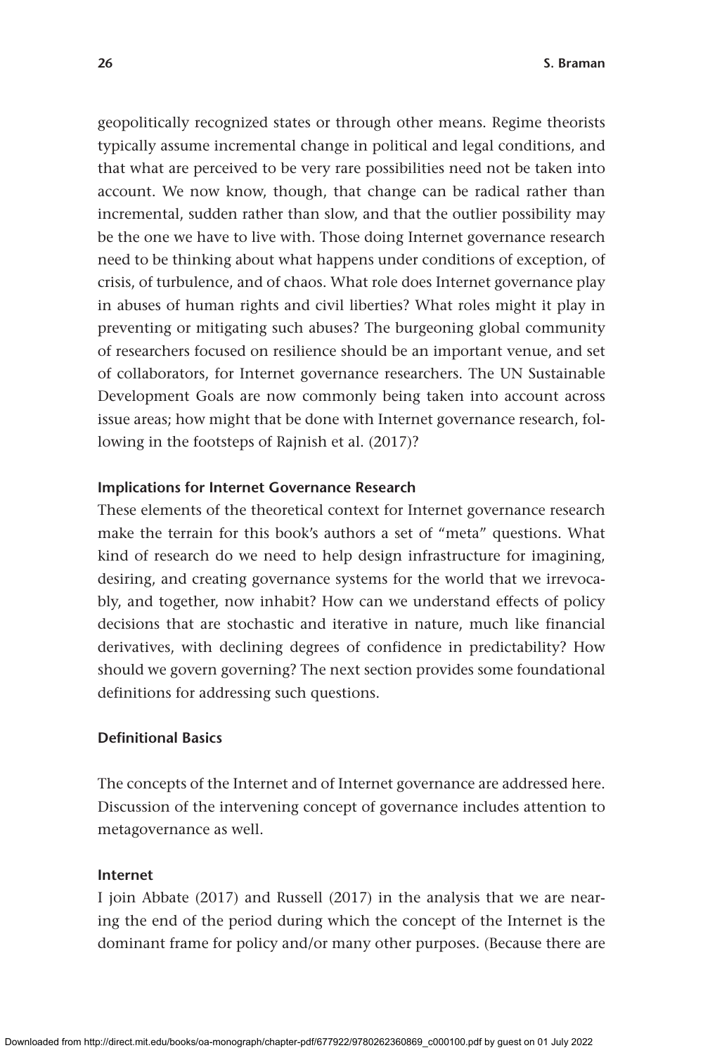geopolitically recognized states or through other means. Regime theorists typically assume incremental change in political and legal conditions, and that what are perceived to be very rare possibilities need not be taken into account. We now know, though, that change can be radical rather than incremental, sudden rather than slow, and that the outlier possibility may be the one we have to live with. Those doing Internet governance research need to be thinking about what happens under conditions of exception, of crisis, of turbulence, and of chaos. What role does Internet governance play in abuses of human rights and civil liberties? What roles might it play in preventing or mitigating such abuses? The burgeoning global community of researchers focused on resilience should be an important venue, and set of collaborators, for Internet governance researchers. The UN Sustainable Development Goals are now commonly being taken into account across issue areas; how might that be done with Internet governance research, following in the footsteps of Rajnish et al. (2017)?

### Implications for Internet Governance Research

These elements of the theoretical context for Internet governance research make the terrain for this book's authors a set of "meta" questions. What kind of research do we need to help design infrastructure for imagining, desiring, and creating governance systems for the world that we irrevocably, and together, now inhabit? How can we understand effects of policy decisions that are stochastic and iterative in nature, much like financial derivatives, with declining degrees of confidence in predictability? How should we govern governing? The next section provides some foundational definitions for addressing such questions.

## Definitional Basics

The concepts of the Internet and of Internet governance are addressed here. Discussion of the intervening concept of governance includes attention to metagovernance as well.

### Internet

I join Abbate (2017) and Russell (2017) in the analysis that we are nearing the end of the period during which the concept of the Internet is the dominant frame for policy and/or many other purposes. (Because there are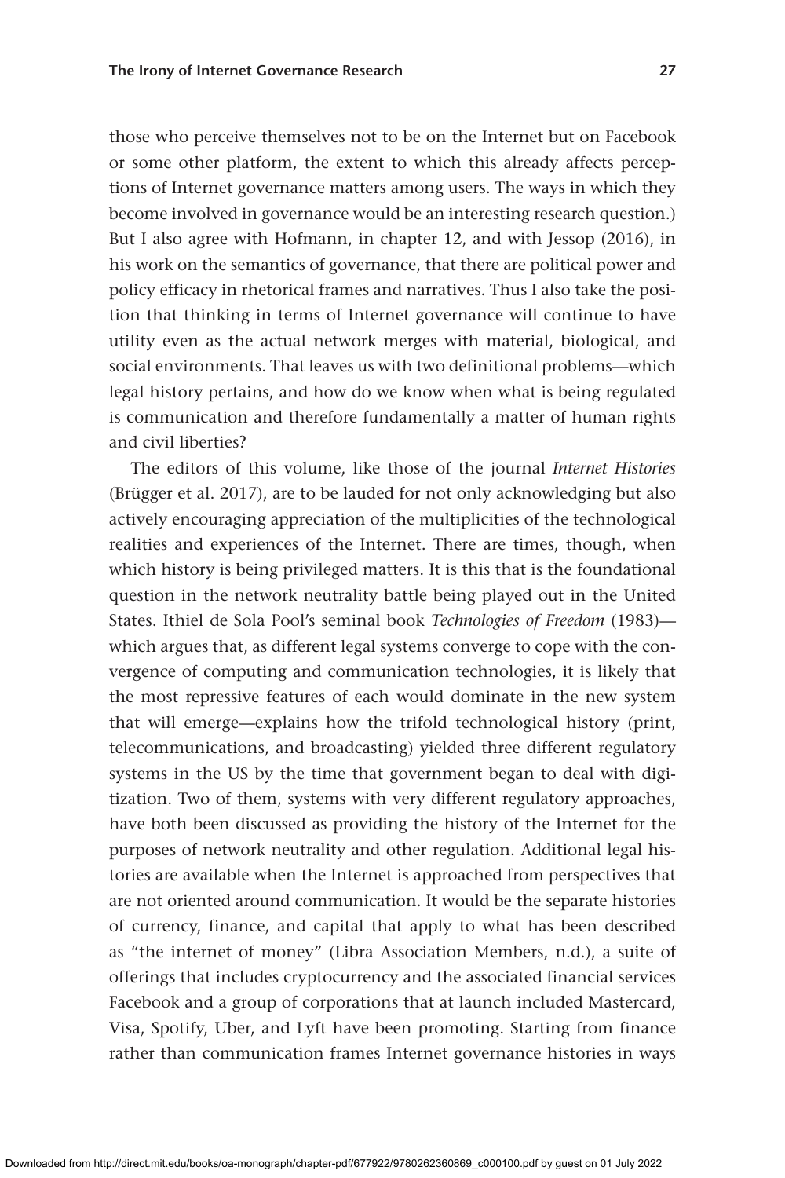those who perceive themselves not to be on the Internet but on Facebook or some other platform, the extent to which this already affects perceptions of Internet governance matters among users. The ways in which they become involved in governance would be an interesting research question.) But I also agree with Hofmann, in chapter 12, and with Jessop (2016), in his work on the semantics of governance, that there are political power and policy efficacy in rhetorical frames and narratives. Thus I also take the position that thinking in terms of Internet governance will continue to have utility even as the actual network merges with material, biological, and social environments. That leaves us with two definitional problems—which legal history pertains, and how do we know when what is being regulated is communication and therefore fundamentally a matter of human rights and civil liberties?

The editors of this volume, like those of the journal *Internet Histories* (Brügger et al. 2017), are to be lauded for not only acknowledging but also actively encouraging appreciation of the multiplicities of the technological realities and experiences of the Internet. There are times, though, when which history is being privileged matters. It is this that is the foundational question in the network neutrality battle being played out in the United States. Ithiel de Sola Pool's seminal book *Technologies of Freedom* (1983)—which argues that, as different legal systems converge to cope with the convergence of computing and communication technologies, it is likely that the most repressive features of each would dominate in the new system that will emerge—explains how the trifold technological history (print, telecommunications, and broadcasting) yielded three different regulatory systems in the US by the time that government began to deal with digitization. Two of them, systems with very different regulatory approaches, have both been discussed as providing the history of the Internet for the purposes of network neutrality and other regulation. Additional legal histories are available when the Internet is approached from perspectives that are not oriented around communication. It would be the separate histories of currency, finance, and capital that apply to what has been described as "the internet of money" (Libra Association Members, n.d.), a suite of offerings that includes cryptocurrency and the associated financial services Facebook and a group of corporations that at launch included Mastercard, Visa, Spotify, Uber, and Lyft have been promoting. Starting from finance rather than communication frames Internet governance histories in ways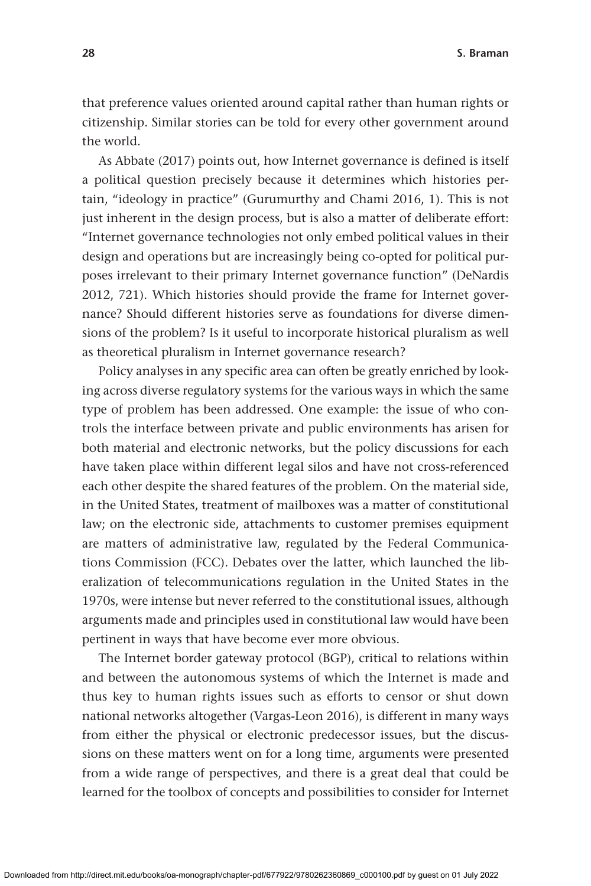that preference values oriented around capital rather than human rights or citizenship. Similar stories can be told for every other government around the world.

As Abbate (2017) points out, how Internet governance is defined is itself a political question precisely because it determines which histories pertain, "ideology in practice" (Gurumurthy and Chami 2016, 1). This is not just inherent in the design process, but is also a matter of deliberate effort: "Internet governance technologies not only embed political values in their design and operations but are increasingly being co-opted for political purposes irrelevant to their primary Internet governance function" (DeNardis 2012, 721). Which histories should provide the frame for Internet governance? Should different histories serve as foundations for diverse dimensions of the problem? Is it useful to incorporate historical pluralism as well as theoretical pluralism in Internet governance research?

Policy analyses in any specific area can often be greatly enriched by looking across diverse regulatory systems for the various ways in which the same type of problem has been addressed. One example: the issue of who controls the interface between private and public environments has arisen for both material and electronic networks, but the policy discussions for each have taken place within different legal silos and have not cross-referenced each other despite the shared features of the problem. On the material side, in the United States, treatment of mailboxes was a matter of constitutional law; on the electronic side, attachments to customer premises equipment are matters of administrative law, regulated by the Federal Communications Commission (FCC). Debates over the latter, which launched the liberalization of telecommunications regulation in the United States in the 1970s, were intense but never referred to the constitutional issues, although arguments made and principles used in constitutional law would have been pertinent in ways that have become ever more obvious.

The Internet border gateway protocol (BGP), critical to relations within and between the autonomous systems of which the Internet is made and thus key to human rights issues such as efforts to censor or shut down national networks altogether (Vargas-Leon 2016), is different in many ways from either the physical or electronic predecessor issues, but the discussions on these matters went on for a long time, arguments were presented from a wide range of perspectives, and there is a great deal that could be learned for the toolbox of concepts and possibilities to consider for Internet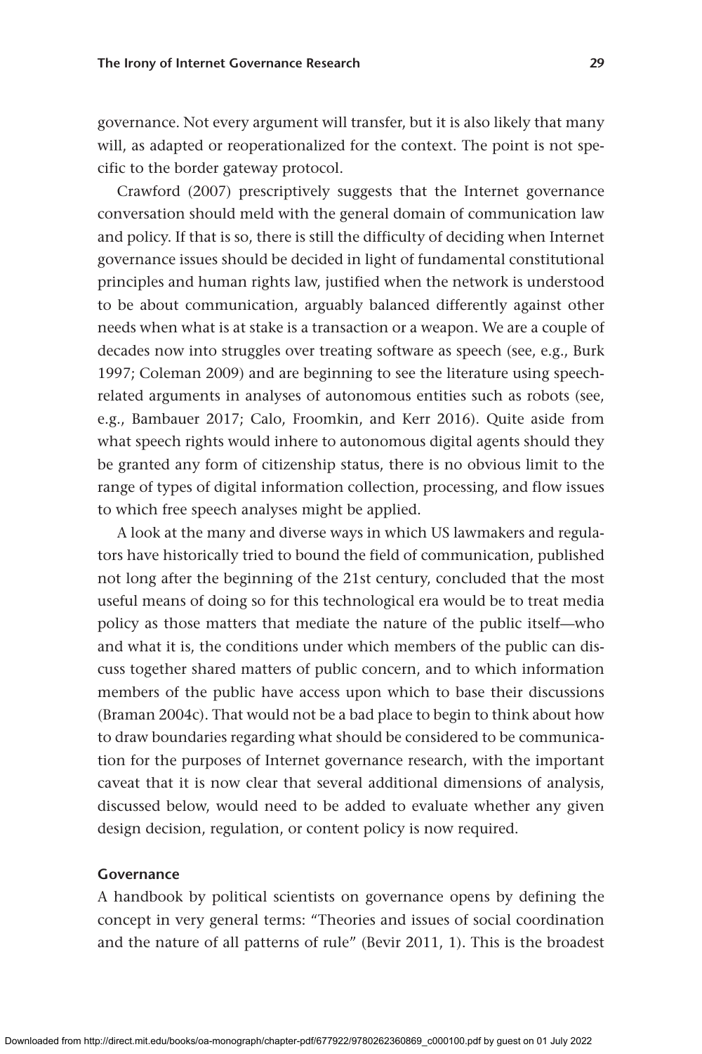governance. Not every argument will transfer, but it is also likely that many will, as adapted or reoperationalized for the context. The point is not specific to the border gateway protocol.

Crawford (2007) prescriptively suggests that the Internet governance conversation should meld with the general domain of communication law and policy. If that is so, there is still the difficulty of deciding when Internet governance issues should be decided in light of fundamental constitutional principles and human rights law, justified when the network is understood to be about communication, arguably balanced differently against other needs when what is at stake is a transaction or a weapon. We are a couple of decades now into struggles over treating software as speech (see, e.g., Burk 1997; Coleman 2009) and are beginning to see the literature using speech-related arguments in analyses of autonomous entities such as robots (see, e.g., Bambauer 2017; Calo, Froomkin, and Kerr 2016). Quite aside from what speech rights would inhere to autonomous digital agents should they be granted any form of citizenship status, there is no obvious limit to the range of types of digital information collection, processing, and flow issues to which free speech analyses might be applied.

A look at the many and diverse ways in which US lawmakers and regulators have historically tried to bound the field of communication, published not long after the beginning of the 21st century, concluded that the most useful means of doing so for this technological era would be to treat media policy as those matters that mediate the nature of the public itself—who and what it is, the conditions under which members of the public can discuss together shared matters of public concern, and to which information members of the public have access upon which to base their discussions (Braman 2004c). That would not be a bad place to begin to think about how to draw boundaries regarding what should be considered to be communication for the purposes of Internet governance research, with the important caveat that it is now clear that several additional dimensions of analysis, discussed below, would need to be added to evaluate whether any given design decision, regulation, or content policy is now required.

### Governance

A handbook by political scientists on governance opens by defining the concept in very general terms: "Theories and issues of social coordination and the nature of all patterns of rule" (Bevir 2011, 1). This is the broadest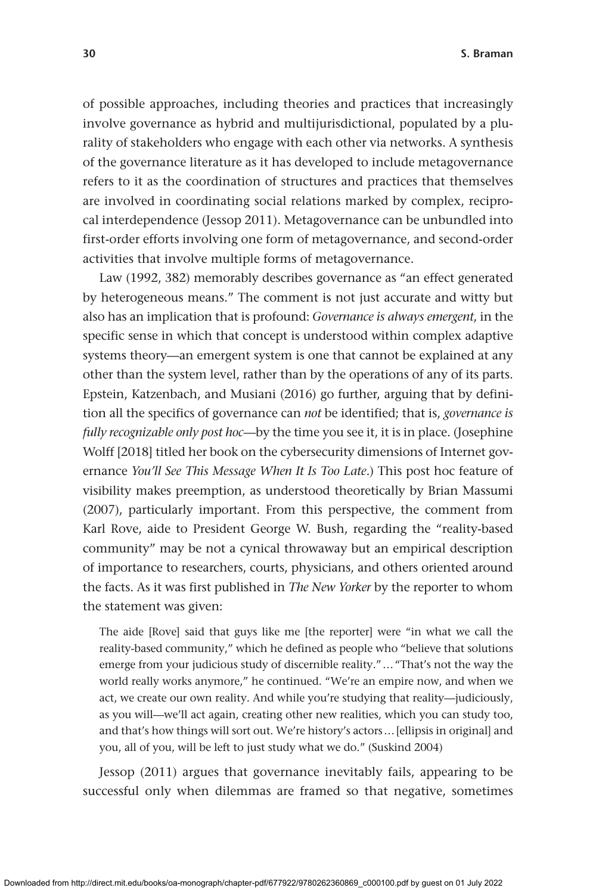of possible approaches, including theories and practices that increasingly involve governance as hybrid and multijurisdictional, populated by a plurality of stakeholders who engage with each other via networks. A synthesis of the governance literature as it has developed to include metagovernance refers to it as the coordination of structures and practices that themselves are involved in coordinating social relations marked by complex, reciprocal interdependence (Jessop 2011). Metagovernance can be unbundled into first-order efforts involving one form of metagovernance, and second-order activities that involve multiple forms of metagovernance.

Law (1992, 382) memorably describes governance as "an effect generated by heterogeneous means." The comment is not just accurate and witty but also has an implication that is profound: *Governance is always emergent*, in the specific sense in which that concept is understood within complex adaptive systems theory—an emergent system is one that cannot be explained at any other than the system level, rather than by the operations of any of its parts. Epstein, Katzenbach, and Musiani (2016) go further, arguing that by definition all the specifics of governance can *not* be identified; that is, *governance is fully recognizable only post hoc*—by the time you see it, it is in place. (Josephine Wolff [2018] titled her book on the cybersecurity dimensions of Internet governance *You'll See This Message When It Is Too Late*.) This post hoc feature of visibility makes preemption, as understood theoretically by Brian Massumi (2007), particularly important. From this perspective, the comment from Karl Rove, aide to President George W. Bush, regarding the "reality-based community" may be not a cynical throwaway but an empirical description of importance to researchers, courts, physicians, and others oriented around the facts. As it was first published in *The New Yorker* by the reporter to whom the statement was given:

> The aide [Rove] said that guys like me [the reporter] were "in what we call the reality-based community," which he defined as people who "believe that solutions emerge from your judicious study of discernible reality." … "That's not the way the world really works anymore," he continued. "We're an empire now, and when we act, we create our own reality. And while you're studying that reality—judiciously, as you will—we'll act again, creating other new realities, which you can study too, and that's how things will sort out. We're history's actors … [ellipsis in original] and you, all of you, will be left to just study what we do." (Suskind 2004)

Jessop (2011) argues that governance inevitably fails, appearing to be successful only when dilemmas are framed so that negative, sometimes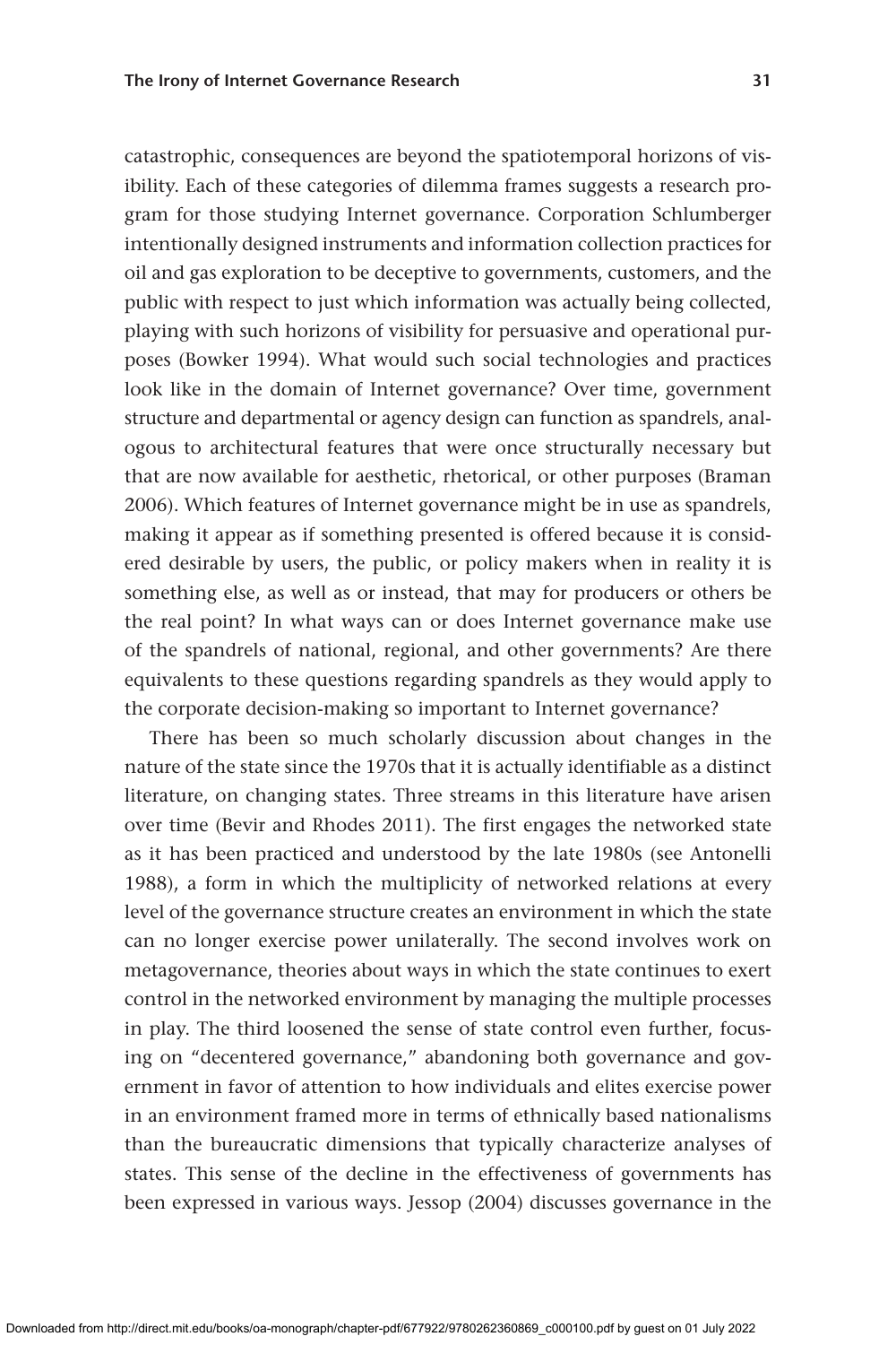catastrophic, consequences are beyond the spatiotemporal horizons of visibility. Each of these categories of dilemma frames suggests a research program for those studying Internet governance. Corporation Schlumberger intentionally designed instruments and information collection practices for oil and gas exploration to be deceptive to governments, customers, and the public with respect to just which information was actually being collected, playing with such horizons of visibility for persuasive and operational purposes (Bowker 1994). What would such social technologies and practices look like in the domain of Internet governance? Over time, government structure and departmental or agency design can function as spandrels, analogous to architectural features that were once structurally necessary but that are now available for aesthetic, rhetorical, or other purposes (Braman 2006). Which features of Internet governance might be in use as spandrels, making it appear as if something presented is offered because it is considered desirable by users, the public, or policy makers when in reality it is something else, as well as or instead, that may for producers or others be the real point? In what ways can or does Internet governance make use of the spandrels of national, regional, and other governments? Are there equivalents to these questions regarding spandrels as they would apply to the corporate decision-making so important to Internet governance?

There has been so much scholarly discussion about changes in the nature of the state since the 1970s that it is actually identifiable as a distinct literature, on changing states. Three streams in this literature have arisen over time (Bevir and Rhodes 2011). The first engages the networked state as it has been practiced and understood by the late 1980s (see Antonelli 1988), a form in which the multiplicity of networked relations at every level of the governance structure creates an environment in which the state can no longer exercise power unilaterally. The second involves work on metagovernance, theories about ways in which the state continues to exert control in the networked environment by managing the multiple processes in play. The third loosened the sense of state control even further, focusing on "decentered governance," abandoning both governance and government in favor of attention to how individuals and elites exercise power in an environment framed more in terms of ethnically based nationalisms than the bureaucratic dimensions that typically characterize analyses of states. This sense of the decline in the effectiveness of governments has been expressed in various ways. Jessop (2004) discusses governance in the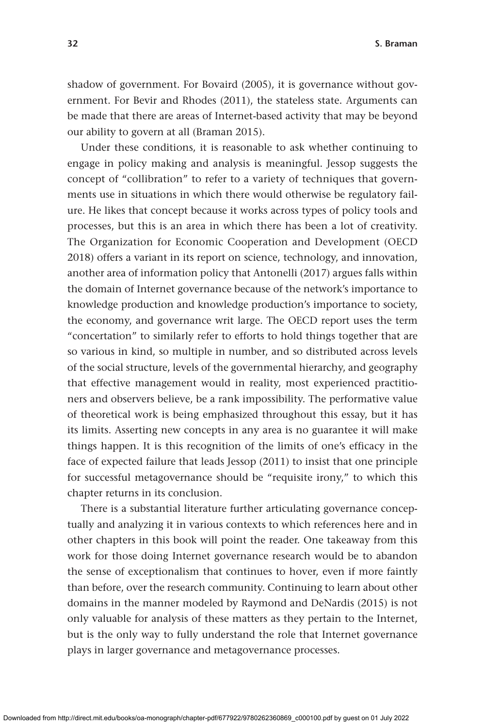shadow of government. For Bovaird (2005), it is governance without government. For Bevir and Rhodes (2011), the stateless state. Arguments can be made that there are areas of Internet-based activity that may be beyond our ability to govern at all (Braman 2015).

Under these conditions, it is reasonable to ask whether continuing to engage in policy making and analysis is meaningful. Jessop suggests the concept of "collibration" to refer to a variety of techniques that governments use in situations in which there would otherwise be regulatory failure. He likes that concept because it works across types of policy tools and processes, but this is an area in which there has been a lot of creativity. The Organization for Economic Cooperation and Development (OECD 2018) offers a variant in its report on science, technology, and innovation, another area of information policy that Antonelli (2017) argues falls within the domain of Internet governance because of the network's importance to knowledge production and knowledge production's importance to society, the economy, and governance writ large. The OECD report uses the term "concertation" to similarly refer to efforts to hold things together that are so various in kind, so multiple in number, and so distributed across levels of the social structure, levels of the governmental hierarchy, and geography that effective management would in reality, most experienced practitioners and observers believe, be a rank impossibility. The performative value of theoretical work is being emphasized throughout this essay, but it has its limits. Asserting new concepts in any area is no guarantee it will make things happen. It is this recognition of the limits of one's efficacy in the face of expected failure that leads Jessop (2011) to insist that one principle for successful metagovernance should be "requisite irony," to which this chapter returns in its conclusion.

There is a substantial literature further articulating governance conceptually and analyzing it in various contexts to which references here and in other chapters in this book will point the reader. One takeaway from this work for those doing Internet governance research would be to abandon the sense of exceptionalism that continues to hover, even if more faintly than before, over the research community. Continuing to learn about other domains in the manner modeled by Raymond and DeNardis (2015) is not only valuable for analysis of these matters as they pertain to the Internet, but is the only way to fully understand the role that Internet governance plays in larger governance and metagovernance processes.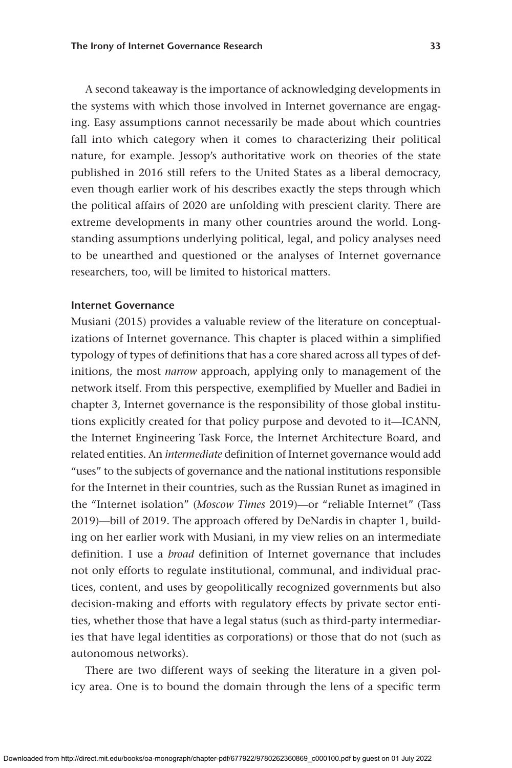A second takeaway is the importance of acknowledging developments in the systems with which those involved in Internet governance are engaging. Easy assumptions cannot necessarily be made about which countries fall into which category when it comes to characterizing their political nature, for example. Jessop's authoritative work on theories of the state published in 2016 still refers to the United States as a liberal democracy, even though earlier work of his describes exactly the steps through which the political affairs of 2020 are unfolding with prescient clarity. There are extreme developments in many other countries around the world. Longstanding assumptions underlying political, legal, and policy analyses need to be unearthed and questioned or the analyses of Internet governance researchers, too, will be limited to historical matters.

### Internet Governance

Musiani (2015) provides a valuable review of the literature on conceptualizations of Internet governance. This chapter is placed within a simplified typology of types of definitions that has a core shared across all types of definitions, the most *narrow* approach, applying only to management of the network itself. From this perspective, exemplified by Mueller and Badiei in chapter 3, Internet governance is the responsibility of those global institutions explicitly created for that policy purpose and devoted to it—ICANN, the Internet Engineering Task Force, the Internet Architecture Board, and related entities. An *intermediate* definition of Internet governance would add "uses" to the subjects of governance and the national institutions responsible for the Internet in their countries, such as the Russian Runet as imagined in the "Internet isolation" (*Moscow Times* 2019)—or "reliable Internet" (Tass 2019)—bill of 2019. The approach offered by DeNardis in chapter 1, building on her earlier work with Musiani, in my view relies on an intermediate definition. I use a *broad* definition of Internet governance that includes not only efforts to regulate institutional, communal, and individual practices, content, and uses by geopolitically recognized governments but also decision-making and efforts with regulatory effects by private sector entities, whether those that have a legal status (such as third-party intermediaries that have legal identities as corporations) or those that do not (such as autonomous networks).

There are two different ways of seeking the literature in a given policy area. One is to bound the domain through the lens of a specific term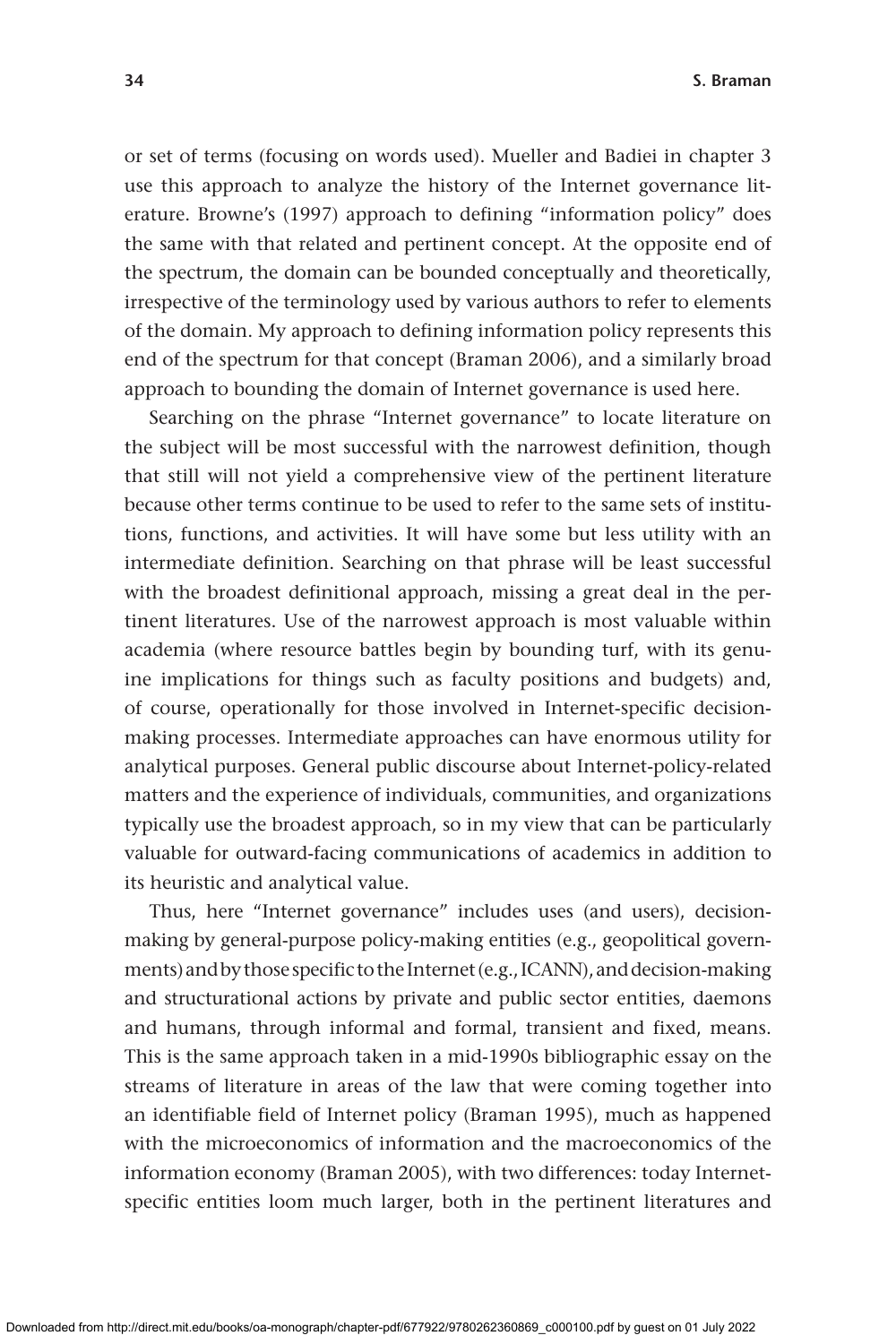or set of terms (focusing on words used). Mueller and Badiei in chapter 3 use this approach to analyze the history of the Internet governance literature. Browne's (1997) approach to defining "information policy" does the same with that related and pertinent concept. At the opposite end of the spectrum, the domain can be bounded conceptually and theoretically, irrespective of the terminology used by various authors to refer to elements of the domain. My approach to defining information policy represents this end of the spectrum for that concept (Braman 2006), and a similarly broad approach to bounding the domain of Internet governance is used here.

Searching on the phrase "Internet governance" to locate literature on the subject will be most successful with the narrowest definition, though that still will not yield a comprehensive view of the pertinent literature because other terms continue to be used to refer to the same sets of institutions, functions, and activities. It will have some but less utility with an intermediate definition. Searching on that phrase will be least successful with the broadest definitional approach, missing a great deal in the pertinent literatures. Use of the narrowest approach is most valuable within academia (where resource battles begin by bounding turf, with its genuine implications for things such as faculty positions and budgets) and, of course, operationally for those involved in Internet-specific decision-making processes. Intermediate approaches can have enormous utility for analytical purposes. General public discourse about Internet-policy-related matters and the experience of individuals, communities, and organizations typically use the broadest approach, so in my view that can be particularly valuable for outward-facing communications of academics in addition to its heuristic and analytical value.

Thus, here "Internet governance" includes uses (and users), decision-making by general-purpose policy-making entities (e.g., geopolitical governments) and by those specific to the Internet (e.g., ICANN), and decision-making and structurational actions by private and public sector entities, daemons and humans, through informal and formal, transient and fixed, means. This is the same approach taken in a mid-1990s bibliographic essay on the streams of literature in areas of the law that were coming together into an identifiable field of Internet policy (Braman 1995), much as happened with the microeconomics of information and the macroeconomics of the information economy (Braman 2005), with two differences: today Internet-specific entities loom much larger, both in the pertinent literatures and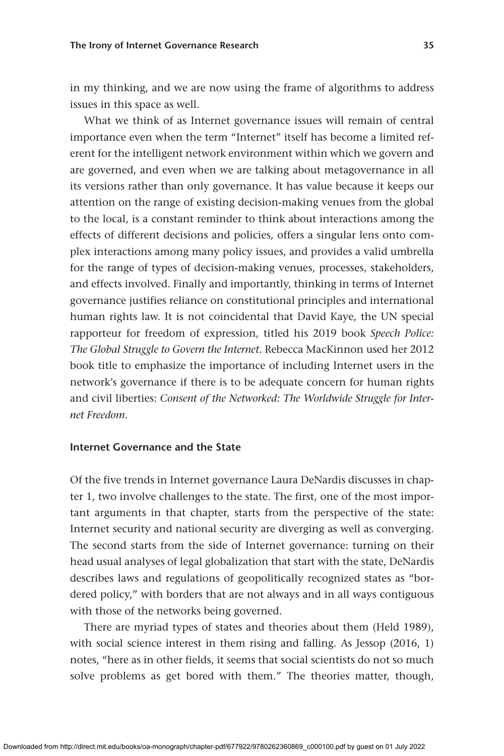in my thinking, and we are now using the frame of algorithms to address issues in this space as well.

What we think of as Internet governance issues will remain of central importance even when the term "Internet" itself has become a limited referent for the intelligent network environment within which we govern and are governed, and even when we are talking about metagovernance in all its versions rather than only governance. It has value because it keeps our attention on the range of existing decision-making venues from the global to the local, is a constant reminder to think about interactions among the effects of different decisions and policies, offers a singular lens onto complex interactions among many policy issues, and provides a valid umbrella for the range of types of decision-making venues, processes, stakeholders, and effects involved. Finally and importantly, thinking in terms of Internet governance justifies reliance on constitutional principles and international human rights law. It is not coincidental that David Kaye, the UN special rapporteur for freedom of expression, titled his 2019 book *Speech Police: The Global Struggle to Govern the Internet*. Rebecca MacKinnon used her 2012 book title to emphasize the importance of including Internet users in the network's governance if there is to be adequate concern for human rights and civil liberties: *Consent of the Networked: The Worldwide Struggle for Internet Freedom*.

### Internet Governance and the State

Of the five trends in Internet governance Laura DeNardis discusses in chapter 1, two involve challenges to the state. The first, one of the most important arguments in that chapter, starts from the perspective of the state: Internet security and national security are diverging as well as converging. The second starts from the side of Internet governance: turning on their head usual analyses of legal globalization that start with the state, DeNardis describes laws and regulations of geopolitically recognized states as "bordered policy," with borders that are not always and in all ways contiguous with those of the networks being governed.

There are myriad types of states and theories about them (Held 1989), with social science interest in them rising and falling. As Jessop (2016, 1) notes, "here as in other fields, it seems that social scientists do not so much solve problems as get bored with them." The theories matter, though,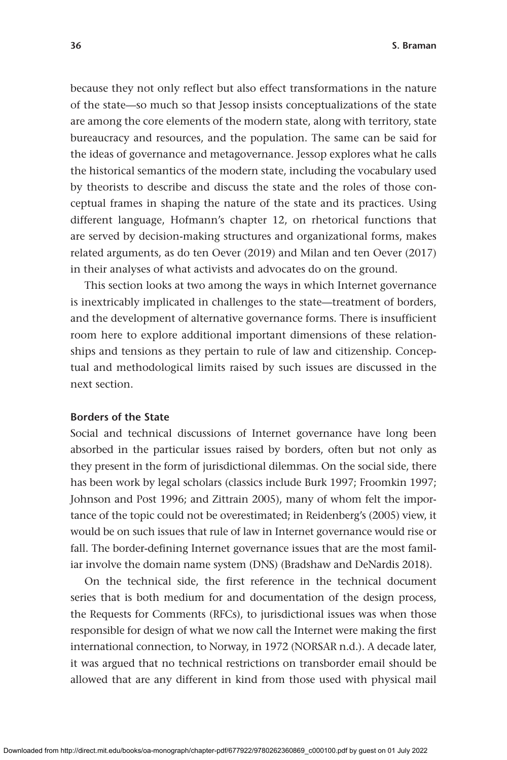because they not only reflect but also effect transformations in the nature of the state—so much so that Jessop insists conceptualizations of the state are among the core elements of the modern state, along with territory, state bureaucracy and resources, and the population. The same can be said for the ideas of governance and metagovernance. Jessop explores what he calls the historical semantics of the modern state, including the vocabulary used by theorists to describe and discuss the state and the roles of those conceptual frames in shaping the nature of the state and its practices. Using different language, Hofmann's chapter 12, on rhetorical functions that are served by decision-making structures and organizational forms, makes related arguments, as do ten Oever (2019) and Milan and ten Oever (2017) in their analyses of what activists and advocates do on the ground.

This section looks at two among the ways in which Internet governance is inextricably implicated in challenges to the state—treatment of borders, and the development of alternative governance forms. There is insufficient room here to explore additional important dimensions of these relationships and tensions as they pertain to rule of law and citizenship. Conceptual and methodological limits raised by such issues are discussed in the next section.

### Borders of the State

Social and technical discussions of Internet governance have long been absorbed in the particular issues raised by borders, often but not only as they present in the form of jurisdictional dilemmas. On the social side, there has been work by legal scholars (classics include Burk 1997; Froomkin 1997; Johnson and Post 1996; and Zittrain 2005), many of whom felt the importance of the topic could not be overestimated; in Reidenberg's (2005) view, it would be on such issues that rule of law in Internet governance would rise or fall. The border-defining Internet governance issues that are the most familiar involve the domain name system (DNS) (Bradshaw and DeNardis 2018).

On the technical side, the first reference in the technical document series that is both medium for and documentation of the design process, the Requests for Comments (RFCs), to jurisdictional issues was when those responsible for design of what we now call the Internet were making the first international connection, to Norway, in 1972 (NORSAR n.d.). A decade later, it was argued that no technical restrictions on transborder email should be allowed that are any different in kind from those used with physical mail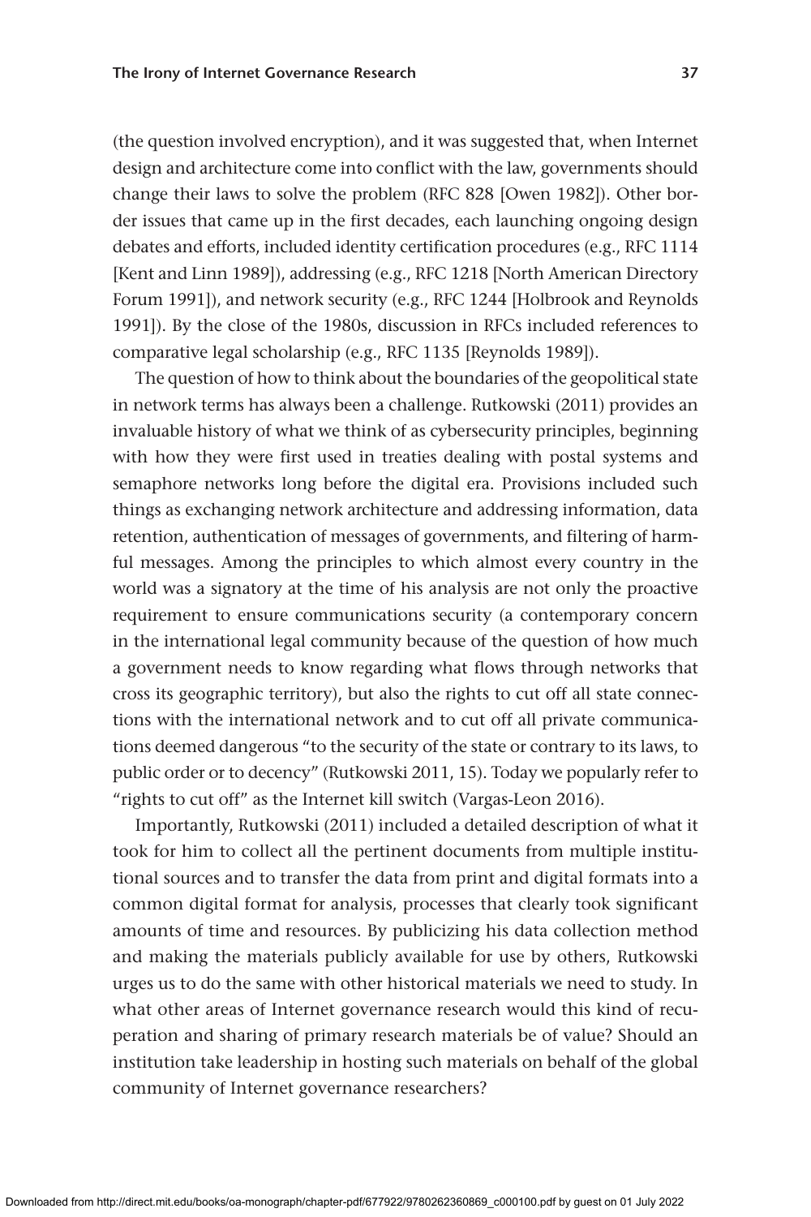(the question involved encryption), and it was suggested that, when Internet design and architecture come into conflict with the law, governments should change their laws to solve the problem (RFC 828 [Owen 1982]). Other border issues that came up in the first decades, each launching ongoing design debates and efforts, included identity certification procedures (e.g., RFC 1114 [Kent and Linn 1989]), addressing (e.g., RFC 1218 [North American Directory Forum 1991]), and network security (e.g., RFC 1244 [Holbrook and Reynolds 1991]). By the close of the 1980s, discussion in RFCs included references to comparative legal scholarship (e.g., RFC 1135 [Reynolds 1989]).

The question of how to think about the boundaries of the geopolitical state in network terms has always been a challenge. Rutkowski (2011) provides an invaluable history of what we think of as cybersecurity principles, beginning with how they were first used in treaties dealing with postal systems and semaphore networks long before the digital era. Provisions included such things as exchanging network architecture and addressing information, data retention, authentication of messages of governments, and filtering of harmful messages. Among the principles to which almost every country in the world was a signatory at the time of his analysis are not only the proactive requirement to ensure communications security (a contemporary concern in the international legal community because of the question of how much a government needs to know regarding what flows through networks that cross its geographic territory), but also the rights to cut off all state connections with the international network and to cut off all private communications deemed dangerous "to the security of the state or contrary to its laws, to public order or to decency" (Rutkowski 2011, 15). Today we popularly refer to "rights to cut off" as the Internet kill switch (Vargas-Leon 2016).

Importantly, Rutkowski (2011) included a detailed description of what it took for him to collect all the pertinent documents from multiple institutional sources and to transfer the data from print and digital formats into a common digital format for analysis, processes that clearly took significant amounts of time and resources. By publicizing his data collection method and making the materials publicly available for use by others, Rutkowski urges us to do the same with other historical materials we need to study. In what other areas of Internet governance research would this kind of recuperation and sharing of primary research materials be of value? Should an institution take leadership in hosting such materials on behalf of the global community of Internet governance researchers?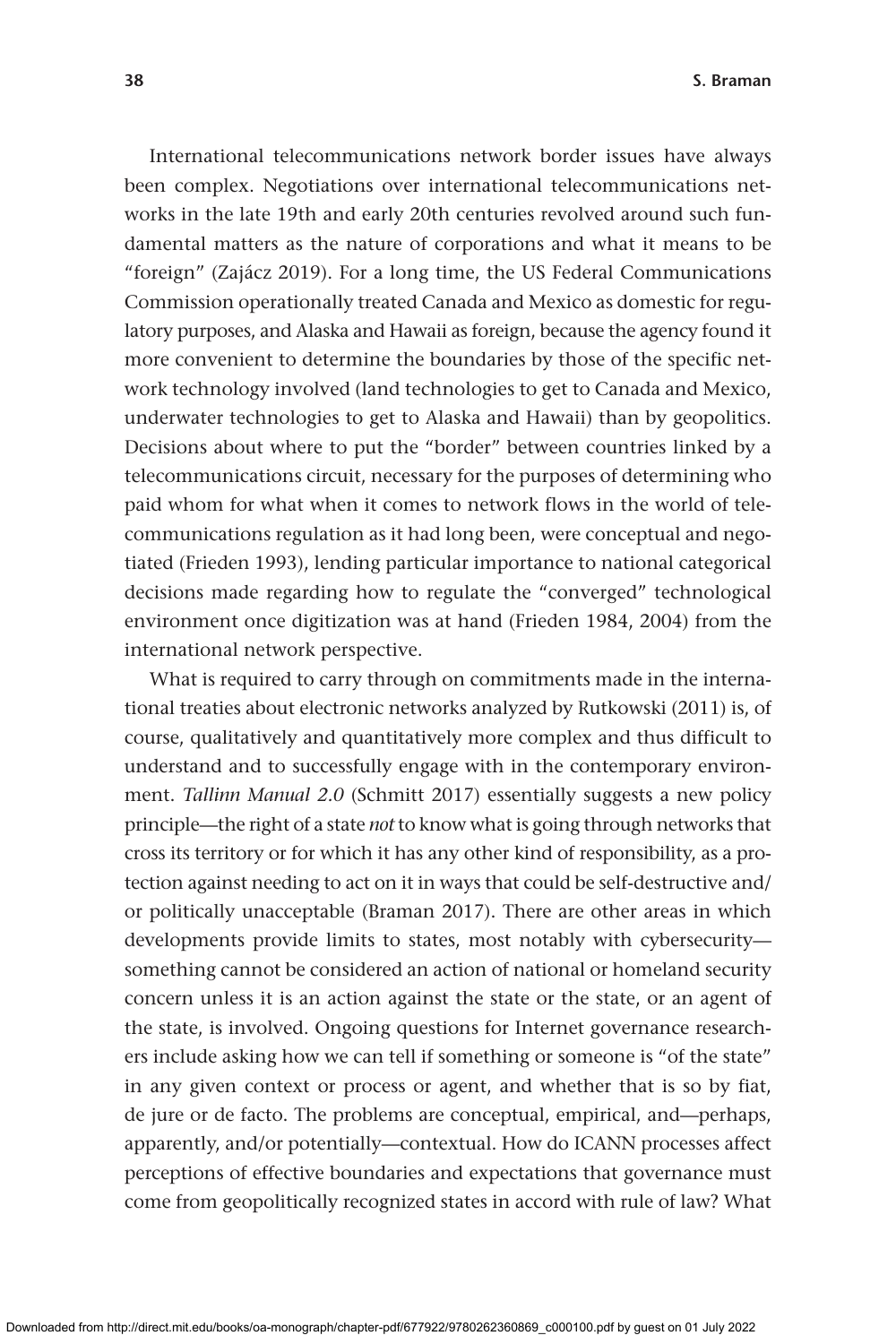International telecommunications network border issues have always been complex. Negotiations over international telecommunications networks in the late 19th and early 20th centuries revolved around such fundamental matters as the nature of corporations and what it means to be "foreign" (Zajácz 2019). For a long time, the US Federal Communications Commission operationally treated Canada and Mexico as domestic for regulatory purposes, and Alaska and Hawaii as foreign, because the agency found it more convenient to determine the boundaries by those of the specific network technology involved (land technologies to get to Canada and Mexico, underwater technologies to get to Alaska and Hawaii) than by geopolitics. Decisions about where to put the "border" between countries linked by a telecommunications circuit, necessary for the purposes of determining who paid whom for what when it comes to network flows in the world of telecommunications regulation as it had long been, were conceptual and negotiated (Frieden 1993), lending particular importance to national categorical decisions made regarding how to regulate the "converged" technological environment once digitization was at hand (Frieden 1984, 2004) from the international network perspective.

What is required to carry through on commitments made in the international treaties about electronic networks analyzed by Rutkowski (2011) is, of course, qualitatively and quantitatively more complex and thus difficult to understand and to successfully engage with in the contemporary environment. *Tallinn Manual 2.0* (Schmitt 2017) essentially suggests a new policy principle—the right of a state *not* to know what is going through networks that cross its territory or for which it has any other kind of responsibility, as a protection against needing to act on it in ways that could be self-destructive and/or politically unacceptable (Braman 2017). There are other areas in which developments provide limits to states, most notably with cybersecurity—something cannot be considered an action of national or homeland security concern unless it is an action against the state or the state, or an agent of the state, is involved. Ongoing questions for Internet governance researchers include asking how we can tell if something or someone is "of the state" in any given context or process or agent, and whether that is so by fiat, de jure or de facto. The problems are conceptual, empirical, and—perhaps, apparently, and/or potentially—contextual. How do ICANN processes affect perceptions of effective boundaries and expectations that governance must come from geopolitically recognized states in accord with rule of law? What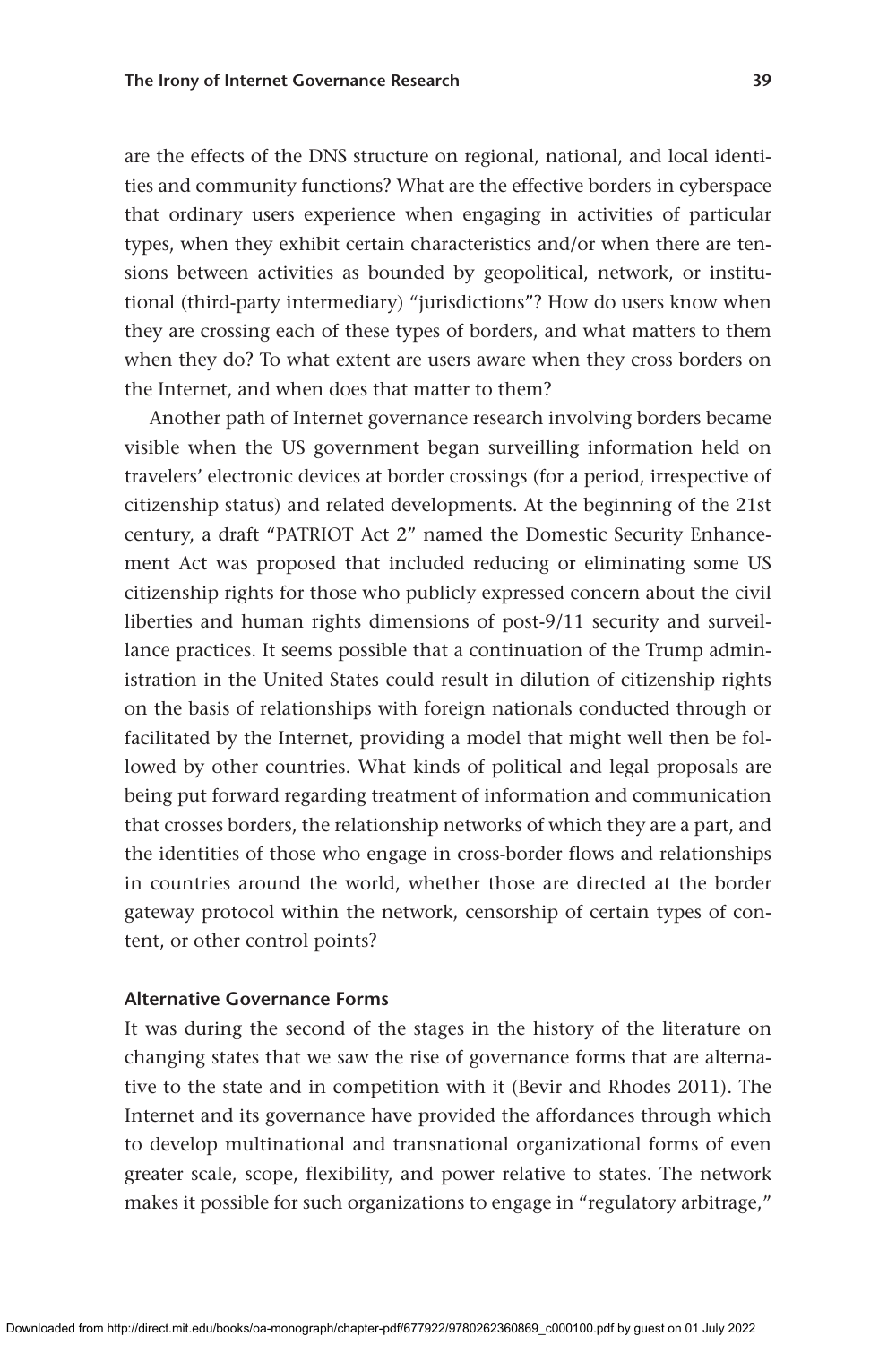are the effects of the DNS structure on regional, national, and local identities and community functions? What are the effective borders in cyberspace that ordinary users experience when engaging in activities of particular types, when they exhibit certain characteristics and/or when there are tensions between activities as bounded by geopolitical, network, or institutional (third-party intermediary) "jurisdictions"? How do users know when they are crossing each of these types of borders, and what matters to them when they do? To what extent are users aware when they cross borders on the Internet, and when does that matter to them?

Another path of Internet governance research involving borders became visible when the US government began surveilling information held on travelers' electronic devices at border crossings (for a period, irrespective of citizenship status) and related developments. At the beginning of the 21st century, a draft "PATRIOT Act 2" named the Domestic Security Enhancement Act was proposed that included reducing or eliminating some US citizenship rights for those who publicly expressed concern about the civil liberties and human rights dimensions of post-9/11 security and surveillance practices. It seems possible that a continuation of the Trump administration in the United States could result in dilution of citizenship rights on the basis of relationships with foreign nationals conducted through or facilitated by the Internet, providing a model that might well then be followed by other countries. What kinds of political and legal proposals are being put forward regarding treatment of information and communication that crosses borders, the relationship networks of which they are a part, and the identities of those who engage in cross-border flows and relationships in countries around the world, whether those are directed at the border gateway protocol within the network, censorship of certain types of content, or other control points?

### Alternative Governance Forms

It was during the second of the stages in the history of the literature on changing states that we saw the rise of governance forms that are alternative to the state and in competition with it (Bevir and Rhodes 2011). The Internet and its governance have provided the affordances through which to develop multinational and transnational organizational forms of even greater scale, scope, flexibility, and power relative to states. The network makes it possible for such organizations to engage in "regulatory arbitrage,"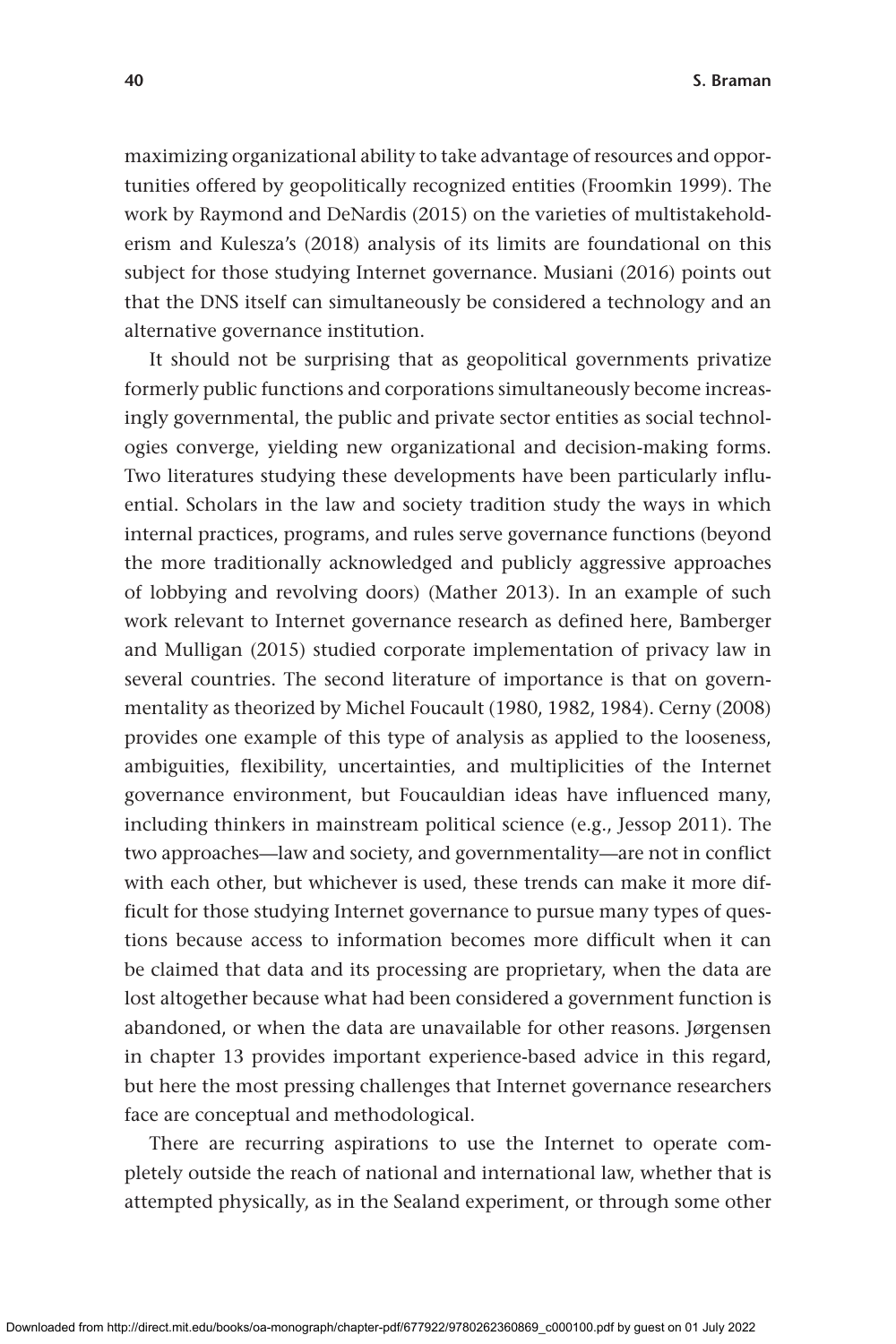maximizing organizational ability to take advantage of resources and opportunities offered by geopolitically recognized entities (Froomkin 1999). The work by Raymond and DeNardis (2015) on the varieties of multistakeholderism and Kulesza's (2018) analysis of its limits are foundational on this subject for those studying Internet governance. Musiani (2016) points out that the DNS itself can simultaneously be considered a technology and an alternative governance institution.

It should not be surprising that as geopolitical governments privatize formerly public functions and corporations simultaneously become increasingly governmental, the public and private sector entities as social technologies converge, yielding new organizational and decision-making forms. Two literatures studying these developments have been particularly influential. Scholars in the law and society tradition study the ways in which internal practices, programs, and rules serve governance functions (beyond the more traditionally acknowledged and publicly aggressive approaches of lobbying and revolving doors) (Mather 2013). In an example of such work relevant to Internet governance research as defined here, Bamberger and Mulligan (2015) studied corporate implementation of privacy law in several countries. The second literature of importance is that on governmentality as theorized by Michel Foucault (1980, 1982, 1984). Cerny (2008) provides one example of this type of analysis as applied to the looseness, ambiguities, flexibility, uncertainties, and multiplicities of the Internet governance environment, but Foucauldian ideas have influenced many, including thinkers in mainstream political science (e.g., Jessop 2011). The two approaches—law and society, and governmentality—are not in conflict with each other, but whichever is used, these trends can make it more difficult for those studying Internet governance to pursue many types of questions because access to information becomes more difficult when it can be claimed that data and its processing are proprietary, when the data are lost altogether because what had been considered a government function is abandoned, or when the data are unavailable for other reasons. Jørgensen in chapter 13 provides important experience-based advice in this regard, but here the most pressing challenges that Internet governance researchers face are conceptual and methodological.

There are recurring aspirations to use the Internet to operate completely outside the reach of national and international law, whether that is attempted physically, as in the Sealand experiment, or through some other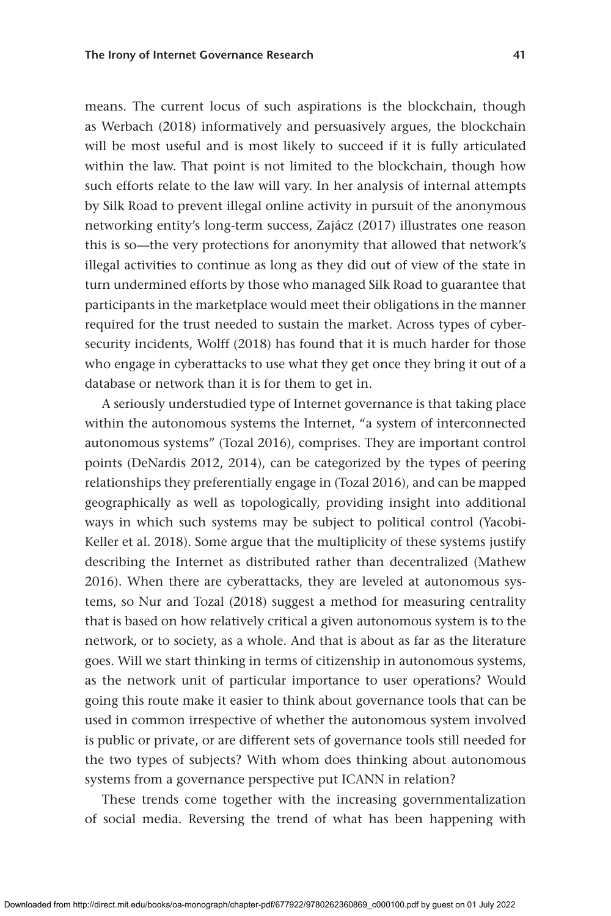means. The current locus of such aspirations is the blockchain, though as Werbach (2018) informatively and persuasively argues, the blockchain will be most useful and is most likely to succeed if it is fully articulated within the law. That point is not limited to the blockchain, though how such efforts relate to the law will vary. In her analysis of internal attempts by Silk Road to prevent illegal online activity in pursuit of the anonymous networking entity's long-term success, Zajácz (2017) illustrates one reason this is so—the very protections for anonymity that allowed that network's illegal activities to continue as long as they did out of view of the state in turn undermined efforts by those who managed Silk Road to guarantee that participants in the marketplace would meet their obligations in the manner required for the trust needed to sustain the market. Across types of cybersecurity incidents, Wolff (2018) has found that it is much harder for those who engage in cyberattacks to use what they get once they bring it out of a database or network than it is for them to get in.

A seriously understudied type of Internet governance is that taking place within the autonomous systems the Internet, "a system of interconnected autonomous systems" (Tozal 2016), comprises. They are important control points (DeNardis 2012, 2014), can be categorized by the types of peering relationships they preferentially engage in (Tozal 2016), and can be mapped geographically as well as topologically, providing insight into additional ways in which such systems may be subject to political control (Yacobi-Keller et al. 2018). Some argue that the multiplicity of these systems justify describing the Internet as distributed rather than decentralized (Mathew 2016). When there are cyberattacks, they are leveled at autonomous systems, so Nur and Tozal (2018) suggest a method for measuring centrality that is based on how relatively critical a given autonomous system is to the network, or to society, as a whole. And that is about as far as the literature goes. Will we start thinking in terms of citizenship in autonomous systems, as the network unit of particular importance to user operations? Would going this route make it easier to think about governance tools that can be used in common irrespective of whether the autonomous system involved is public or private, or are different sets of governance tools still needed for the two types of subjects? With whom does thinking about autonomous systems from a governance perspective put ICANN in relation?

These trends come together with the increasing governmentalization of social media. Reversing the trend of what has been happening with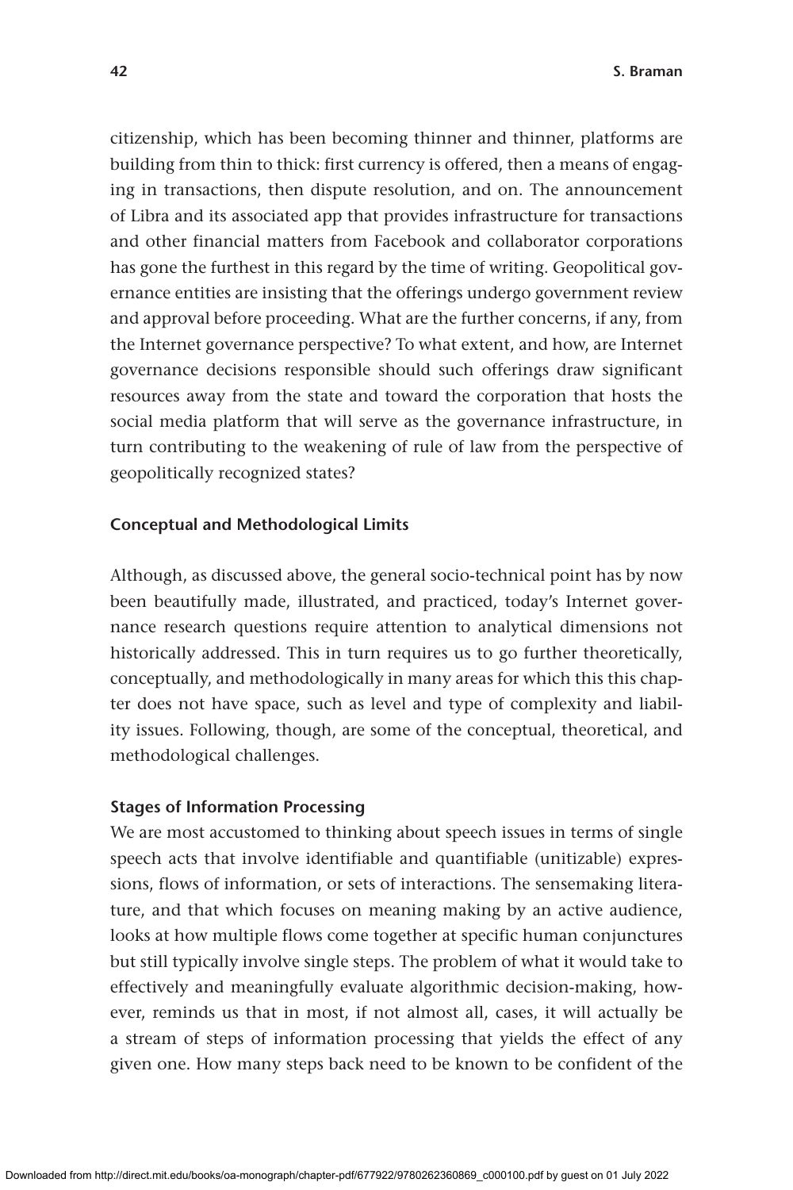citizenship, which has been becoming thinner and thinner, platforms are building from thin to thick: first currency is offered, then a means of engaging in transactions, then dispute resolution, and on. The announcement of Libra and its associated app that provides infrastructure for transactions and other financial matters from Facebook and collaborator corporations has gone the furthest in this regard by the time of writing. Geopolitical governance entities are insisting that the offerings undergo government review and approval before proceeding. What are the further concerns, if any, from the Internet governance perspective? To what extent, and how, are Internet governance decisions responsible should such offerings draw significant resources away from the state and toward the corporation that hosts the social media platform that will serve as the governance infrastructure, in turn contributing to the weakening of rule of law from the perspective of geopolitically recognized states?

## Conceptual and Methodological Limits

Although, as discussed above, the general socio-technical point has by now been beautifully made, illustrated, and practiced, today's Internet governance research questions require attention to analytical dimensions not historically addressed. This in turn requires us to go further theoretically, conceptually, and methodologically in many areas for which this this chapter does not have space, such as level and type of complexity and liability issues. Following, though, are some of the conceptual, theoretical, and methodological challenges.

### Stages of Information Processing

We are most accustomed to thinking about speech issues in terms of single speech acts that involve identifiable and quantifiable (unitizable) expressions, flows of information, or sets of interactions. The sensemaking literature, and that which focuses on meaning making by an active audience, looks at how multiple flows come together at specific human conjunctures but still typically involve single steps. The problem of what it would take to effectively and meaningfully evaluate algorithmic decision-making, however, reminds us that in most, if not almost all, cases, it will actually be a stream of steps of information processing that yields the effect of any given one. How many steps back need to be known to be confident of the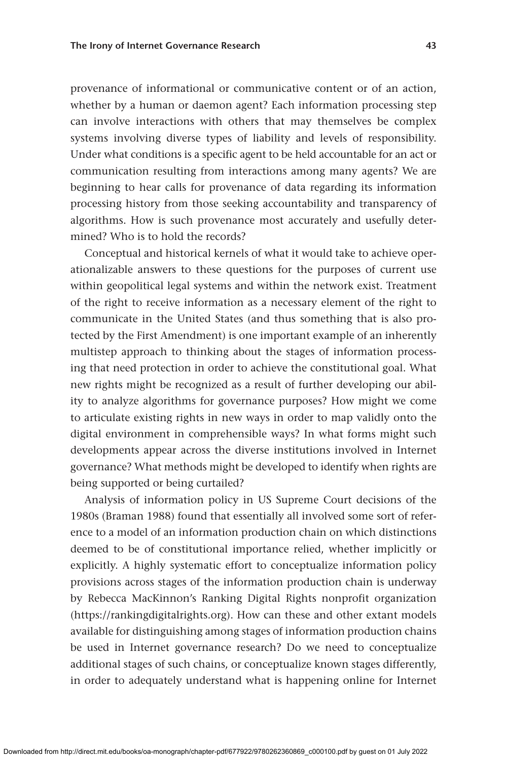provenance of informational or communicative content or of an action, whether by a human or daemon agent? Each information processing step can involve interactions with others that may themselves be complex systems involving diverse types of liability and levels of responsibility. Under what conditions is a specific agent to be held accountable for an act or communication resulting from interactions among many agents? We are beginning to hear calls for provenance of data regarding its information processing history from those seeking accountability and transparency of algorithms. How is such provenance most accurately and usefully determined? Who is to hold the records?

Conceptual and historical kernels of what it would take to achieve operationalizable answers to these questions for the purposes of current use within geopolitical legal systems and within the network exist. Treatment of the right to receive information as a necessary element of the right to communicate in the United States (and thus something that is also protected by the First Amendment) is one important example of an inherently multistep approach to thinking about the stages of information processing that need protection in order to achieve the constitutional goal. What new rights might be recognized as a result of further developing our ability to analyze algorithms for governance purposes? How might we come to articulate existing rights in new ways in order to map validly onto the digital environment in comprehensible ways? In what forms might such developments appear across the diverse institutions involved in Internet governance? What methods might be developed to identify when rights are being supported or being curtailed?

Analysis of information policy in US Supreme Court decisions of the 1980s (Braman 1988) found that essentially all involved some sort of reference to a model of an information production chain on which distinctions deemed to be of constitutional importance relied, whether implicitly or explicitly. A highly systematic effort to conceptualize information policy provisions across stages of the information production chain is underway by Rebecca MacKinnon's Ranking Digital Rights nonprofit organization (https://rankingdigitalrights.org). How can these and other extant models available for distinguishing among stages of information production chains be used in Internet governance research? Do we need to conceptualize additional stages of such chains, or conceptualize known stages differently, in order to adequately understand what is happening online for Internet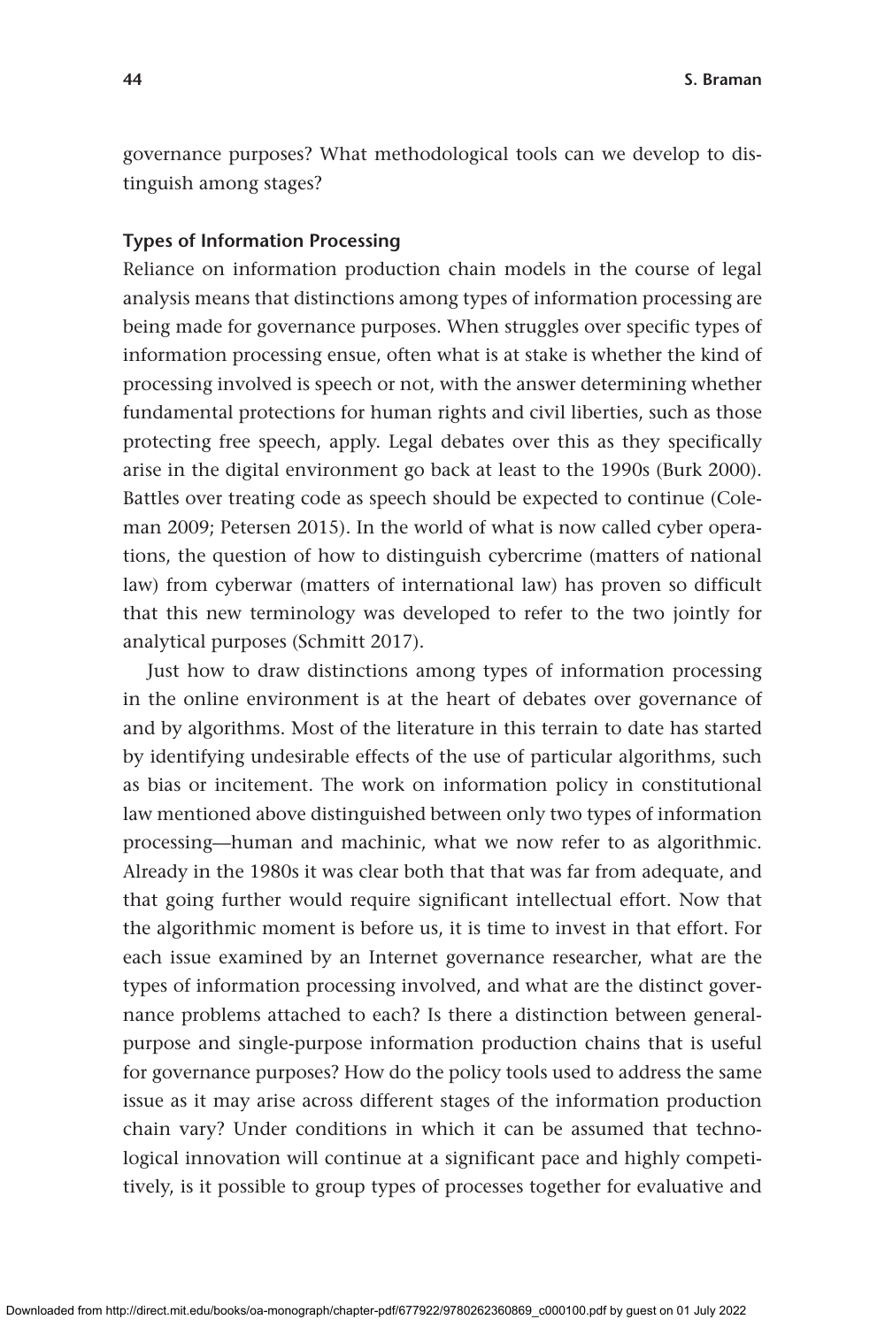governance purposes? What methodological tools can we develop to distinguish among stages?

### Types of Information Processing

Reliance on information production chain models in the course of legal analysis means that distinctions among types of information processing are being made for governance purposes. When struggles over specific types of information processing ensue, often what is at stake is whether the kind of processing involved is speech or not, with the answer determining whether fundamental protections for human rights and civil liberties, such as those protecting free speech, apply. Legal debates over this as they specifically arise in the digital environment go back at least to the 1990s (Burk 2000). Battles over treating code as speech should be expected to continue (Coleman 2009; Petersen 2015). In the world of what is now called cyber operations, the question of how to distinguish cybercrime (matters of national law) from cyberwar (matters of international law) has proven so difficult that this new terminology was developed to refer to the two jointly for analytical purposes (Schmitt 2017).

Just how to draw distinctions among types of information processing in the online environment is at the heart of debates over governance of and by algorithms. Most of the literature in this terrain to date has started by identifying undesirable effects of the use of particular algorithms, such as bias or incitement. The work on information policy in constitutional law mentioned above distinguished between only two types of information processing—human and machinic, what we now refer to as algorithmic. Already in the 1980s it was clear both that that was far from adequate, and that going further would require significant intellectual effort. Now that the algorithmic moment is before us, it is time to invest in that effort. For each issue examined by an Internet governance researcher, what are the types of information processing involved, and what are the distinct governance problems attached to each? Is there a distinction between general-purpose and single-purpose information production chains that is useful for governance purposes? How do the policy tools used to address the same issue as it may arise across different stages of the information production chain vary? Under conditions in which it can be assumed that technological innovation will continue at a significant pace and highly competitively, is it possible to group types of processes together for evaluative and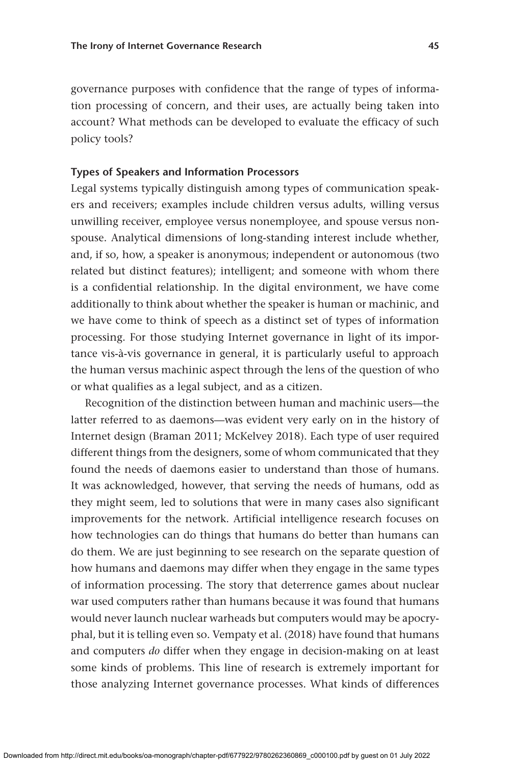governance purposes with confidence that the range of types of information processing of concern, and their uses, are actually being taken into account? What methods can be developed to evaluate the efficacy of such policy tools?

### Types of Speakers and Information Processors

Legal systems typically distinguish among types of communication speakers and receivers; examples include children versus adults, willing versus unwilling receiver, employee versus nonemployee, and spouse versus nonspouse. Analytical dimensions of long-standing interest include whether, and, if so, how, a speaker is anonymous; independent or autonomous (two related but distinct features); intelligent; and someone with whom there is a confidential relationship. In the digital environment, we have come additionally to think about whether the speaker is human or machinic, and we have come to think of speech as a distinct set of types of information processing. For those studying Internet governance in light of its importance vis-à-vis governance in general, it is particularly useful to approach the human versus machinic aspect through the lens of the question of who or what qualifies as a legal subject, and as a citizen.

Recognition of the distinction between human and machinic users—the latter referred to as daemons—was evident very early on in the history of Internet design (Braman 2011; McKelvey 2018). Each type of user required different things from the designers, some of whom communicated that they found the needs of daemons easier to understand than those of humans. It was acknowledged, however, that serving the needs of humans, odd as they might seem, led to solutions that were in many cases also significant improvements for the network. Artificial intelligence research focuses on how technologies can do things that humans do better than humans can do them. We are just beginning to see research on the separate question of how humans and daemons may differ when they engage in the same types of information processing. The story that deterrence games about nuclear war used computers rather than humans because it was found that humans would never launch nuclear warheads but computers would may be apocryphal, but it is telling even so. Vempaty et al. (2018) have found that humans and computers *do* differ when they engage in decision-making on at least some kinds of problems. This line of research is extremely important for those analyzing Internet governance processes. What kinds of differences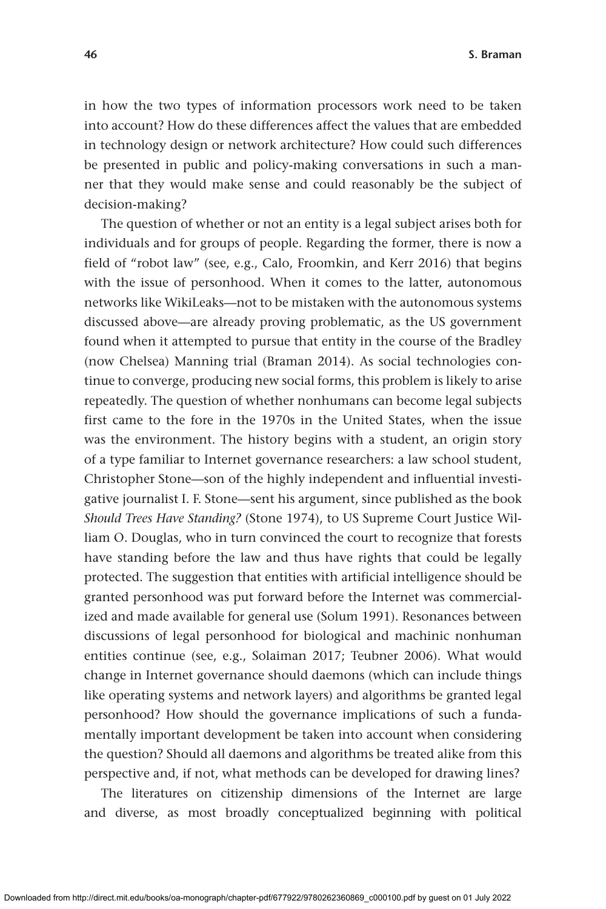in how the two types of information processors work need to be taken into account? How do these differences affect the values that are embedded in technology design or network architecture? How could such differences be presented in public and policy-making conversations in such a manner that they would make sense and could reasonably be the subject of decision-making?

The question of whether or not an entity is a legal subject arises both for individuals and for groups of people. Regarding the former, there is now a field of "robot law" (see, e.g., Calo, Froomkin, and Kerr 2016) that begins with the issue of personhood. When it comes to the latter, autonomous networks like WikiLeaks—not to be mistaken with the autonomous systems discussed above—are already proving problematic, as the US government found when it attempted to pursue that entity in the course of the Bradley (now Chelsea) Manning trial (Braman 2014). As social technologies continue to converge, producing new social forms, this problem is likely to arise repeatedly. The question of whether nonhumans can become legal subjects first came to the fore in the 1970s in the United States, when the issue was the environment. The history begins with a student, an origin story of a type familiar to Internet governance researchers: a law school student, Christopher Stone—son of the highly independent and influential investigative journalist I. F. Stone—sent his argument, since published as the book *Should Trees Have Standing?* (Stone 1974), to US Supreme Court Justice William O. Douglas, who in turn convinced the court to recognize that forests have standing before the law and thus have rights that could be legally protected. The suggestion that entities with artificial intelligence should be granted personhood was put forward before the Internet was commercialized and made available for general use (Solum 1991). Resonances between discussions of legal personhood for biological and machinic nonhuman entities continue (see, e.g., Solaiman 2017; Teubner 2006). What would change in Internet governance should daemons (which can include things like operating systems and network layers) and algorithms be granted legal personhood? How should the governance implications of such a fundamentally important development be taken into account when considering the question? Should all daemons and algorithms be treated alike from this perspective and, if not, what methods can be developed for drawing lines?

The literatures on citizenship dimensions of the Internet are large and diverse, as most broadly conceptualized beginning with political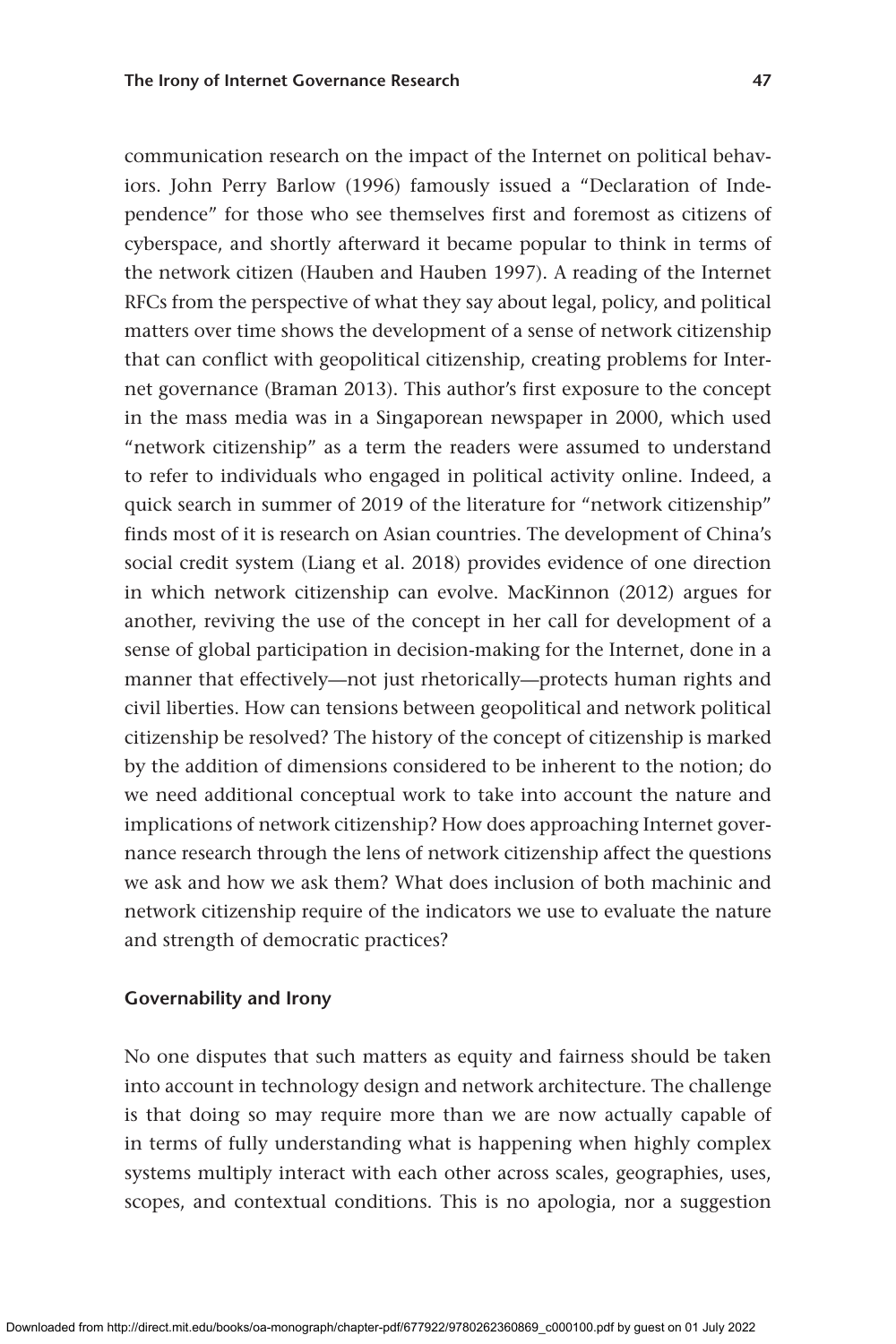communication research on the impact of the Internet on political behaviors. John Perry Barlow (1996) famously issued a "Declaration of Independence" for those who see themselves first and foremost as citizens of cyberspace, and shortly afterward it became popular to think in terms of the network citizen (Hauben and Hauben 1997). A reading of the Internet RFCs from the perspective of what they say about legal, policy, and political matters over time shows the development of a sense of network citizenship that can conflict with geopolitical citizenship, creating problems for Internet governance (Braman 2013). This author's first exposure to the concept in the mass media was in a Singaporean newspaper in 2000, which used "network citizenship" as a term the readers were assumed to understand to refer to individuals who engaged in political activity online. Indeed, a quick search in summer of 2019 of the literature for "network citizenship" finds most of it is research on Asian countries. The development of China's social credit system (Liang et al. 2018) provides evidence of one direction in which network citizenship can evolve. MacKinnon (2012) argues for another, reviving the use of the concept in her call for development of a sense of global participation in decision-making for the Internet, done in a manner that effectively—not just rhetorically—protects human rights and civil liberties. How can tensions between geopolitical and network political citizenship be resolved? The history of the concept of citizenship is marked by the addition of dimensions considered to be inherent to the notion; do we need additional conceptual work to take into account the nature and implications of network citizenship? How does approaching Internet governance research through the lens of network citizenship affect the questions we ask and how we ask them? What does inclusion of both machinic and network citizenship require of the indicators we use to evaluate the nature and strength of democratic practices?

### Governability and Irony

No one disputes that such matters as equity and fairness should be taken into account in technology design and network architecture. The challenge is that doing so may require more than we are now actually capable of in terms of fully understanding what is happening when highly complex systems multiply interact with each other across scales, geographies, uses, scopes, and contextual conditions. This is no apologia, nor a suggestion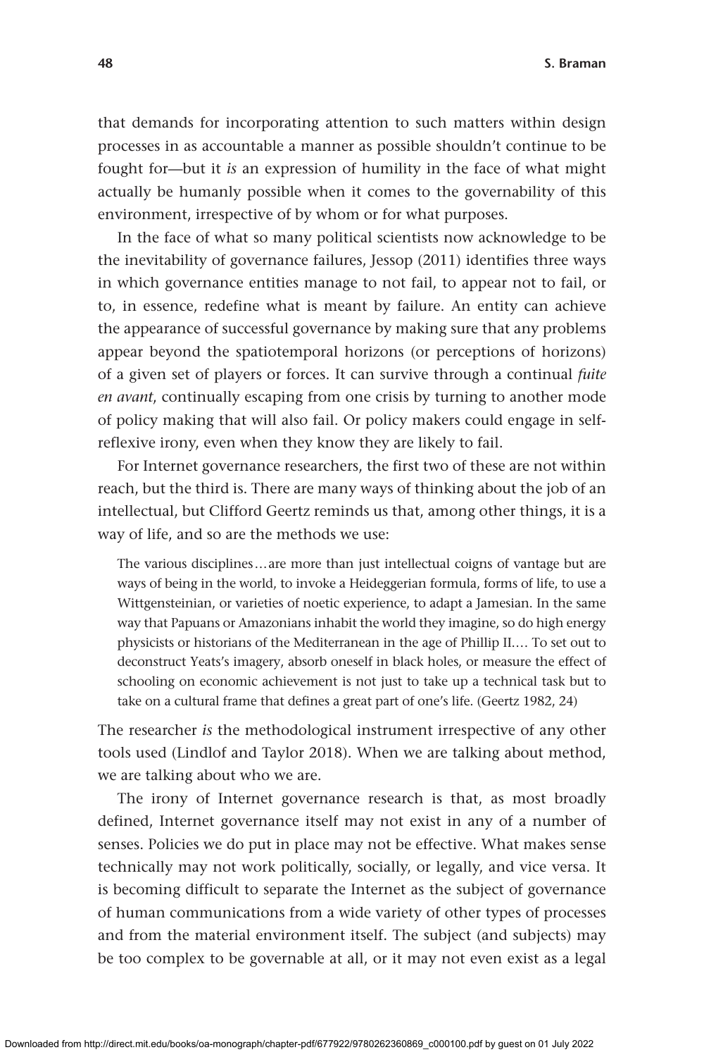that demands for incorporating attention to such matters within design processes in as accountable a manner as possible shouldn't continue to be fought for—but it *is* an expression of humility in the face of what might actually be humanly possible when it comes to the governability of this environment, irrespective of by whom or for what purposes.

In the face of what so many political scientists now acknowledge to be the inevitability of governance failures, Jessop (2011) identifies three ways in which governance entities manage to not fail, to appear not to fail, or to, in essence, redefine what is meant by failure. An entity can achieve the appearance of successful governance by making sure that any problems appear beyond the spatiotemporal horizons (or perceptions of horizons) of a given set of players or forces. It can survive through a continual *fuite en avant*, continually escaping from one crisis by turning to another mode of policy making that will also fail. Or policy makers could engage in self-reflexive irony, even when they know they are likely to fail.

For Internet governance researchers, the first two of these are not within reach, but the third is. There are many ways of thinking about the job of an intellectual, but Clifford Geertz reminds us that, among other things, it is a way of life, and so are the methods we use:

> The various disciplines…are more than just intellectual coigns of vantage but are ways of being in the world, to invoke a Heideggerian formula, forms of life, to use a Wittgensteinian, or varieties of noetic experience, to adapt a Jamesian. In the same way that Papuans or Amazonians inhabit the world they imagine, so do high energy physicists or historians of the Mediterranean in the age of Phillip II.… To set out to deconstruct Yeats's imagery, absorb oneself in black holes, or measure the effect of schooling on economic achievement is not just to take up a technical task but to take on a cultural frame that defines a great part of one's life. (Geertz 1982, 24)

The researcher *is* the methodological instrument irrespective of any other tools used (Lindlof and Taylor 2018). When we are talking about method, we are talking about who we are.

The irony of Internet governance research is that, as most broadly defined, Internet governance itself may not exist in any of a number of senses. Policies we do put in place may not be effective. What makes sense technically may not work politically, socially, or legally, and vice versa. It is becoming difficult to separate the Internet as the subject of governance of human communications from a wide variety of other types of processes and from the material environment itself. The subject (and subjects) may be too complex to be governable at all, or it may not even exist as a legal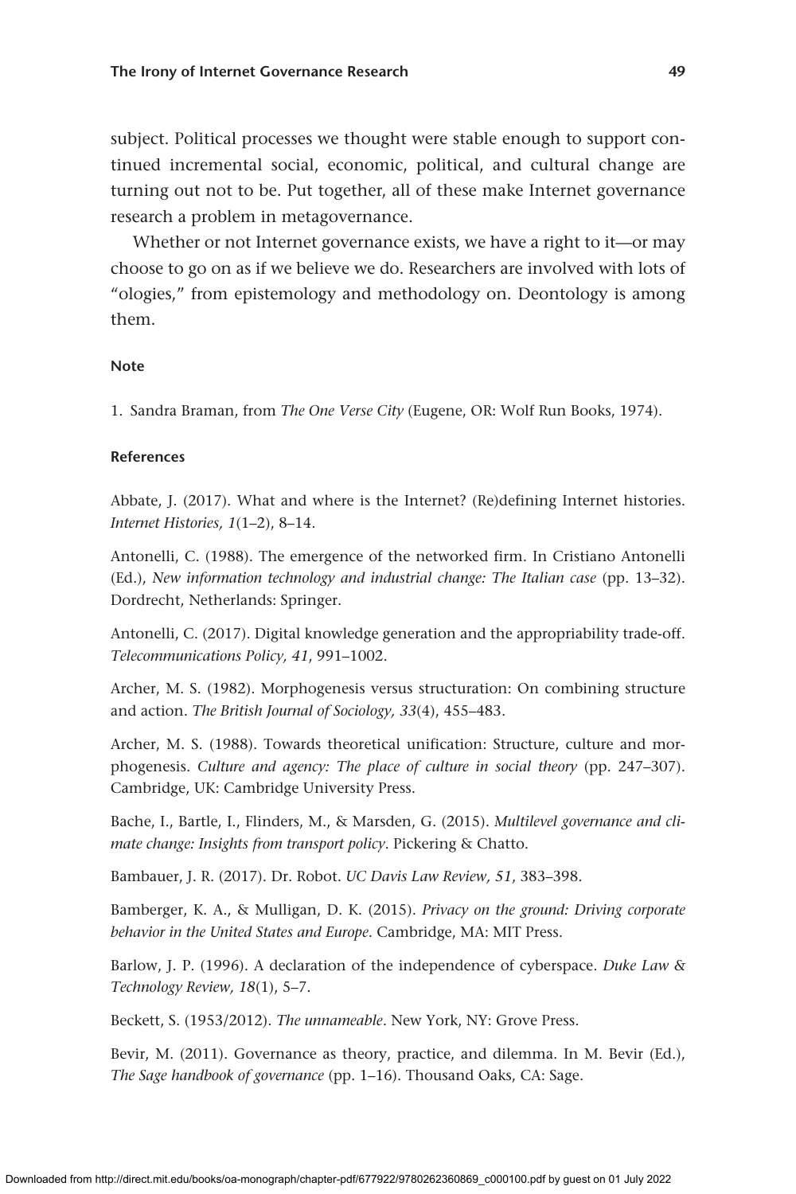subject. Political processes we thought were stable enough to support continued incremental social, economic, political, and cultural change are turning out not to be. Put together, all of these make Internet governance research a problem in metagovernance.

Whether or not Internet governance exists, we have a right to it—or may choose to go on as if we believe we do. Researchers are involved with lots of "ologies," from epistemology and methodology on. Deontology is among them.

### Note

1. Sandra Braman, from *The One Verse City* (Eugene, OR: Wolf Run Books, 1974).

### References

Abbate, J. (2017). What and where is the Internet? (Re)defining Internet histories. *Internet Histories, 1*(1–2), 8–14.

Antonelli, C. (1988). The emergence of the networked firm. In Cristiano Antonelli (Ed.), *New information technology and industrial change: The Italian case* (pp. 13–32). Dordrecht, Netherlands: Springer.

Antonelli, C. (2017). Digital knowledge generation and the appropriability trade-off. *Telecommunications Policy, 41*, 991–1002.

Archer, M. S. (1982). Morphogenesis versus structuration: On combining structure and action. *The British Journal of Sociology, 33*(4), 455–483.

Archer, M. S. (1988). Towards theoretical unification: Structure, culture and morphogenesis. *Culture and agency: The place of culture in social theory* (pp. 247–307). Cambridge, UK: Cambridge University Press.

Bache, I., Bartle, I., Flinders, M., & Marsden, G. (2015). *Multilevel governance and climate change: Insights from transport policy*. Pickering & Chatto.

Bambauer, J. R. (2017). Dr. Robot. *UC Davis Law Review, 51*, 383–398.

Bamberger, K. A., & Mulligan, D. K. (2015). *Privacy on the ground: Driving corporate behavior in the United States and Europe*. Cambridge, MA: MIT Press.

Barlow, J. P. (1996). A declaration of the independence of cyberspace. *Duke Law & Technology Review, 18*(1), 5–7.

Beckett, S. (1953/2012). *The unnameable*. New York, NY: Grove Press.

Bevir, M. (2011). Governance as theory, practice, and dilemma. In M. Bevir (Ed.), *The Sage handbook of governance* (pp. 1–16). Thousand Oaks, CA: Sage.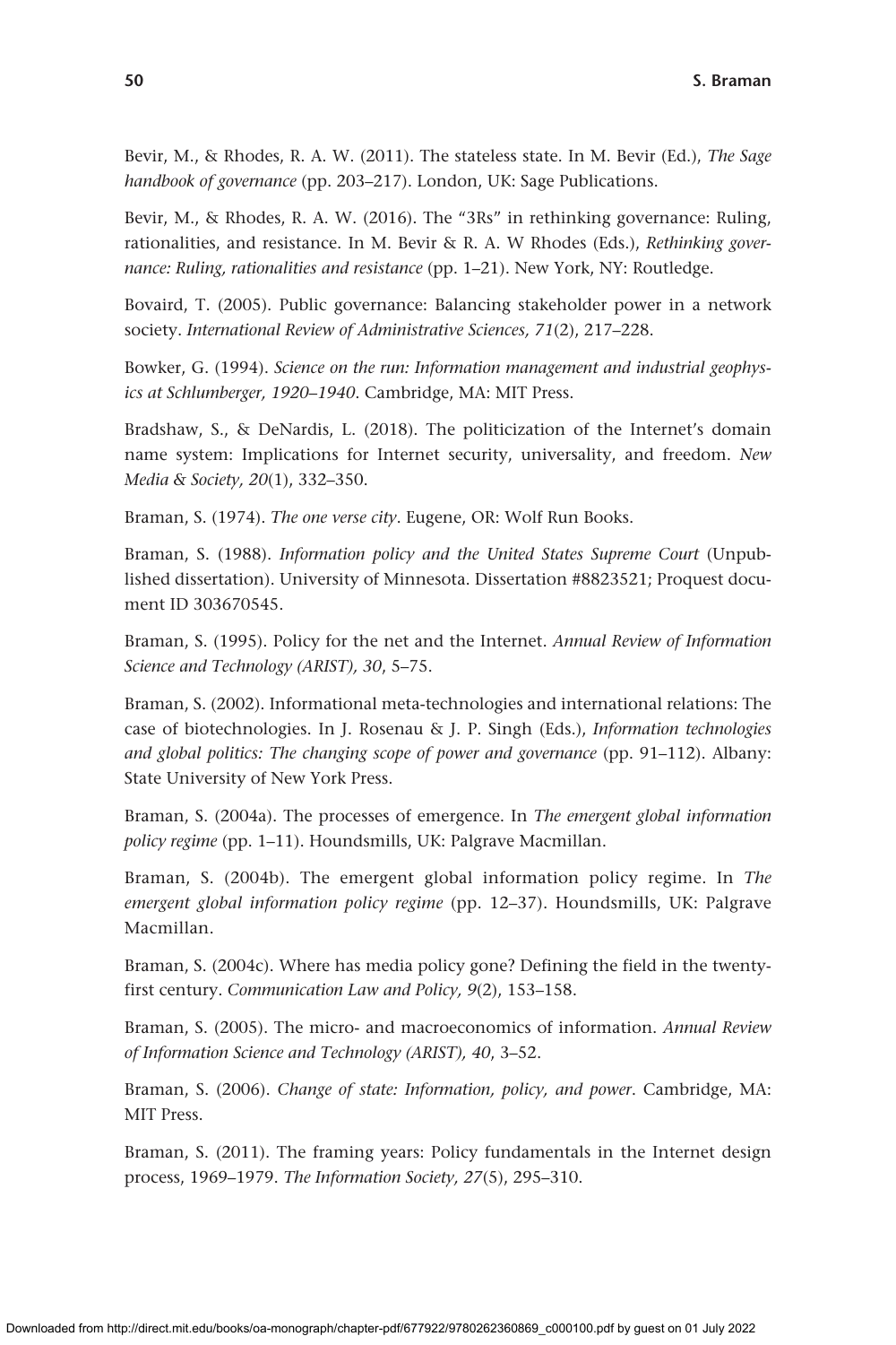Bevir, M., & Rhodes, R. A. W. (2011). The stateless state. In M. Bevir (Ed.), *The Sage handbook of governance* (pp. 203–217). London, UK: Sage Publications.

Bevir, M., & Rhodes, R. A. W. (2016). The "3Rs" in rethinking governance: Ruling, rationalities, and resistance. In M. Bevir & R. A. W Rhodes (Eds.), *Rethinking governance: Ruling, rationalities and resistance* (pp. 1–21). New York, NY: Routledge.

Bovaird, T. (2005). Public governance: Balancing stakeholder power in a network society. *International Review of Administrative Sciences, 71*(2), 217–228.

Bowker, G. (1994). *Science on the run: Information management and industrial geophysics at Schlumberger, 1920–1940*. Cambridge, MA: MIT Press.

Bradshaw, S., & DeNardis, L. (2018). The politicization of the Internet's domain name system: Implications for Internet security, universality, and freedom. *New Media & Society, 20*(1), 332–350.

Braman, S. (1974). *The one verse city*. Eugene, OR: Wolf Run Books.

Braman, S. (1988). *Information policy and the United States Supreme Court* (Unpublished dissertation). University of Minnesota. Dissertation #8823521; Proquest document ID 303670545.

Braman, S. (1995). Policy for the net and the Internet. *Annual Review of Information Science and Technology (ARIST), 30*, 5–75.

Braman, S. (2002). Informational meta-technologies and international relations: The case of biotechnologies. In J. Rosenau & J. P. Singh (Eds.), *Information technologies and global politics: The changing scope of power and governance* (pp. 91–112). Albany: State University of New York Press.

Braman, S. (2004a). The processes of emergence. In *The emergent global information policy regime* (pp. 1–11). Houndsmills, UK: Palgrave Macmillan.

Braman, S. (2004b). The emergent global information policy regime. In *The emergent global information policy regime* (pp. 12–37). Houndsmills, UK: Palgrave Macmillan.

Braman, S. (2004c). Where has media policy gone? Defining the field in the twenty-first century. *Communication Law and Policy, 9*(2), 153–158.

Braman, S. (2005). The micro- and macroeconomics of information. *Annual Review of Information Science and Technology (ARIST), 40*, 3–52.

Braman, S. (2006). *Change of state: Information, policy, and power*. Cambridge, MA: MIT Press.

Braman, S. (2011). The framing years: Policy fundamentals in the Internet design process, 1969–1979. *The Information Society, 27*(5), 295–310.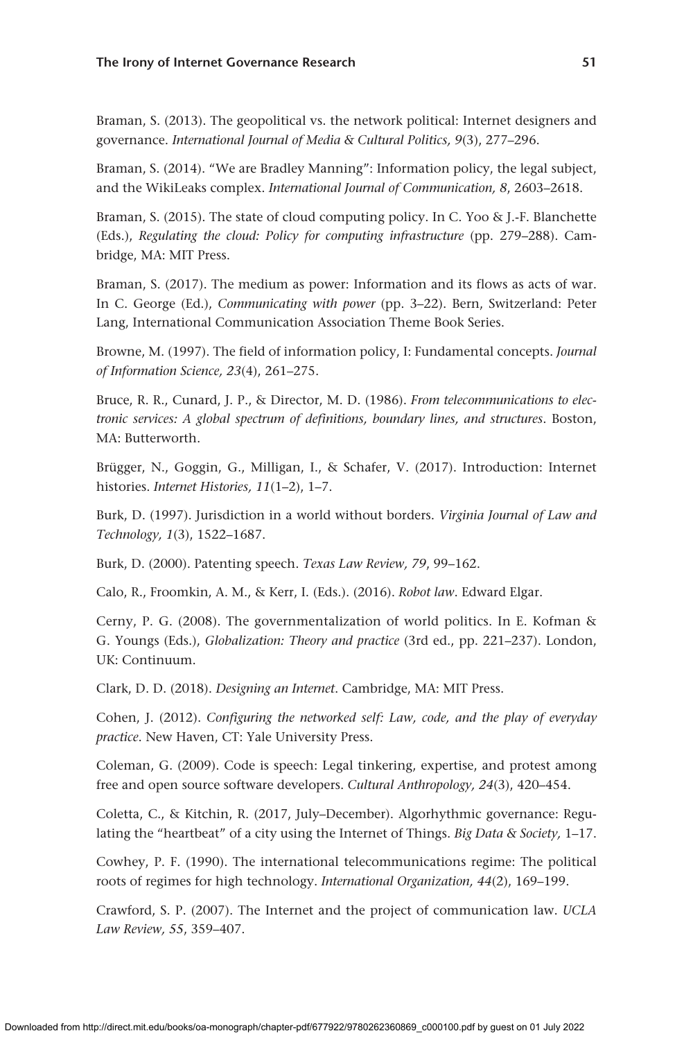Braman, S. (2013). The geopolitical vs. the network political: Internet designers and governance. *International Journal of Media & Cultural Politics, 9*(3), 277–296.

Braman, S. (2014). "We are Bradley Manning": Information policy, the legal subject, and the WikiLeaks complex. *International Journal of Communication, 8*, 2603–2618.

Braman, S. (2015). The state of cloud computing policy. In C. Yoo & J.-F. Blanchette (Eds.), *Regulating the cloud: Policy for computing infrastructure* (pp. 279–288). Cambridge, MA: MIT Press.

Braman, S. (2017). The medium as power: Information and its flows as acts of war. In C. George (Ed.), *Communicating with power* (pp. 3–22). Bern, Switzerland: Peter Lang, International Communication Association Theme Book Series.

Browne, M. (1997). The field of information policy, I: Fundamental concepts. *Journal of Information Science, 23*(4), 261–275.

Bruce, R. R., Cunard, J. P., & Director, M. D. (1986). *From telecommunications to electronic services: A global spectrum of definitions, boundary lines, and structures*. Boston, MA: Butterworth.

Brügger, N., Goggin, G., Milligan, I., & Schafer, V. (2017). Introduction: Internet histories. *Internet Histories, 11*(1–2), 1–7.

Burk, D. (1997). Jurisdiction in a world without borders. *Virginia Journal of Law and Technology, 1*(3), 1522–1687.

Burk, D. (2000). Patenting speech. *Texas Law Review, 79*, 99–162.

Calo, R., Froomkin, A. M., & Kerr, I. (Eds.). (2016). *Robot law*. Edward Elgar.

Cerny, P. G. (2008). The governmentalization of world politics. In E. Kofman & G. Youngs (Eds.), *Globalization: Theory and practice* (3rd ed., pp. 221–237). London, UK: Continuum.

Clark, D. D. (2018). *Designing an Internet*. Cambridge, MA: MIT Press.

Cohen, J. (2012). *Configuring the networked self: Law, code, and the play of everyday practice*. New Haven, CT: Yale University Press.

Coleman, G. (2009). Code is speech: Legal tinkering, expertise, and protest among free and open source software developers. *Cultural Anthropology, 24*(3), 420–454.

Coletta, C., & Kitchin, R. (2017, July–December). Algorhythmic governance: Regulating the "heartbeat" of a city using the Internet of Things. *Big Data & Society,* 1–17.

Cowhey, P. F. (1990). The international telecommunications regime: The political roots of regimes for high technology. *International Organization, 44*(2), 169–199.

Crawford, S. P. (2007). The Internet and the project of communication law. *UCLA Law Review, 55*, 359–407.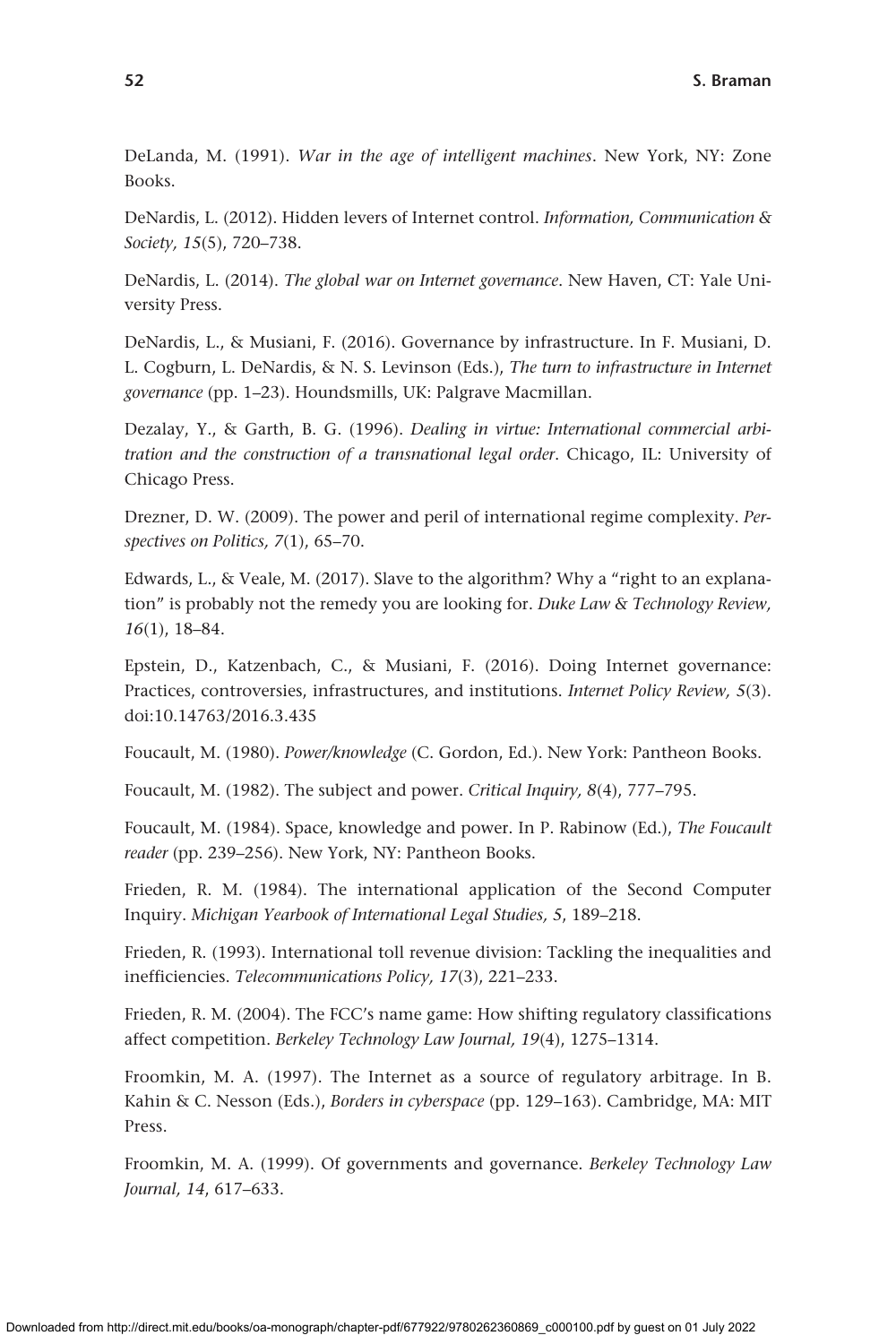DeLanda, M. (1991). *War in the age of intelligent machines*. New York, NY: Zone Books.

DeNardis, L. (2012). Hidden levers of Internet control. *Information, Communication & Society, 15*(5), 720–738.

DeNardis, L. (2014). *The global war on Internet governance*. New Haven, CT: Yale University Press.

DeNardis, L., & Musiani, F. (2016). Governance by infrastructure. In F. Musiani, D. L. Cogburn, L. DeNardis, & N. S. Levinson (Eds.), *The turn to infrastructure in Internet governance* (pp. 1–23). Houndsmills, UK: Palgrave Macmillan.

Dezalay, Y., & Garth, B. G. (1996). *Dealing in virtue: International commercial arbitration and the construction of a transnational legal order*. Chicago, IL: University of Chicago Press.

Drezner, D. W. (2009). The power and peril of international regime complexity. *Perspectives on Politics, 7*(1), 65–70.

Edwards, L., & Veale, M. (2017). Slave to the algorithm? Why a "right to an explanation" is probably not the remedy you are looking for. *Duke Law & Technology Review, 16*(1), 18–84.

Epstein, D., Katzenbach, C., & Musiani, F. (2016). Doing Internet governance: Practices, controversies, infrastructures, and institutions. *Internet Policy Review, 5*(3). doi:10.14763/2016.3.435

Foucault, M. (1980). *Power/knowledge* (C. Gordon, Ed.). New York: Pantheon Books.

Foucault, M. (1982). The subject and power. *Critical Inquiry, 8*(4), 777–795.

Foucault, M. (1984). Space, knowledge and power. In P. Rabinow (Ed.), *The Foucault reader* (pp. 239–256). New York, NY: Pantheon Books.

Frieden, R. M. (1984). The international application of the Second Computer Inquiry. *Michigan Yearbook of International Legal Studies, 5*, 189–218.

Frieden, R. (1993). International toll revenue division: Tackling the inequalities and inefficiencies. *Telecommunications Policy, 17*(3), 221–233.

Frieden, R. M. (2004). The FCC's name game: How shifting regulatory classifications affect competition. *Berkeley Technology Law Journal, 19*(4), 1275–1314.

Froomkin, M. A. (1997). The Internet as a source of regulatory arbitrage. In B. Kahin & C. Nesson (Eds.), *Borders in cyberspace* (pp. 129–163). Cambridge, MA: MIT Press.

Froomkin, M. A. (1999). Of governments and governance. *Berkeley Technology Law Journal, 14*, 617–633.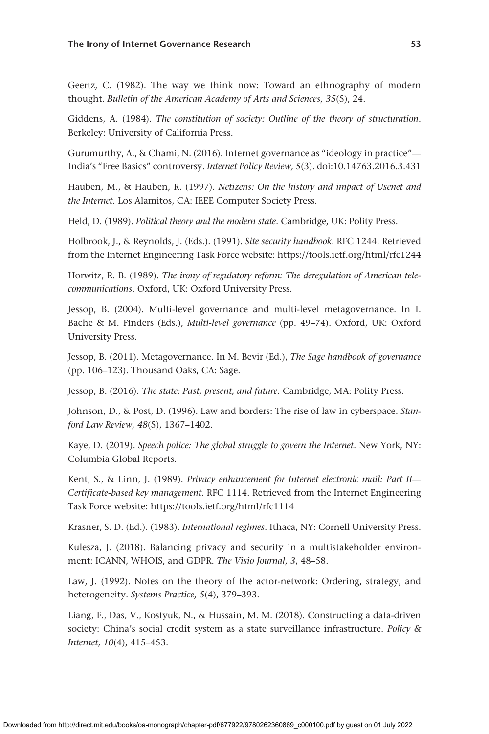Geertz, C. (1982). The way we think now: Toward an ethnography of modern thought. *Bulletin of the American Academy of Arts and Sciences, 35*(5), 24.

Giddens, A. (1984). *The constitution of society: Outline of the theory of structuration*. Berkeley: University of California Press.

Gurumurthy, A., & Chami, N. (2016). Internet governance as "ideology in practice"—India's "Free Basics" controversy. *Internet Policy Review, 5*(3). doi:10.14763.2016.3.431

Hauben, M., & Hauben, R. (1997). *Netizens: On the history and impact of Usenet and the Internet*. Los Alamitos, CA: IEEE Computer Society Press.

Held, D. (1989). *Political theory and the modern state*. Cambridge, UK: Polity Press.

Holbrook, J., & Reynolds, J. (Eds.). (1991). *Site security handbook*. RFC 1244. Retrieved from the Internet Engineering Task Force website: https://tools.ietf.org/html/rfc1244

Horwitz, R. B. (1989). *The irony of regulatory reform: The deregulation of American telecommunications*. Oxford, UK: Oxford University Press.

Jessop, B. (2004). Multi-level governance and multi-level metagovernance. In I. Bache & M. Finders (Eds.), *Multi-level governance* (pp. 49–74). Oxford, UK: Oxford University Press.

Jessop, B. (2011). Metagovernance. In M. Bevir (Ed.), *The Sage handbook of governance* (pp. 106–123). Thousand Oaks, CA: Sage.

Jessop, B. (2016). *The state: Past, present, and future*. Cambridge, MA: Polity Press.

Johnson, D., & Post, D. (1996). Law and borders: The rise of law in cyberspace. *Stanford Law Review, 48*(5), 1367–1402.

Kaye, D. (2019). *Speech police: The global struggle to govern the Internet*. New York, NY: Columbia Global Reports.

Kent, S., & Linn, J. (1989). *Privacy enhancement for Internet electronic mail: Part II—Certificate-based key management*. RFC 1114. Retrieved from the Internet Engineering Task Force website: https://tools.ietf.org/html/rfc1114

Krasner, S. D. (Ed.). (1983). *International regimes*. Ithaca, NY: Cornell University Press.

Kulesza, J. (2018). Balancing privacy and security in a multistakeholder environment: ICANN, WHOIS, and GDPR. *The Visio Journal, 3*, 48–58.

Law, J. (1992). Notes on the theory of the actor-network: Ordering, strategy, and heterogeneity. *Systems Practice, 5*(4), 379–393.

Liang, F., Das, V., Kostyuk, N., & Hussain, M. M. (2018). Constructing a data-driven society: China's social credit system as a state surveillance infrastructure. *Policy & Internet, 10*(4), 415–453.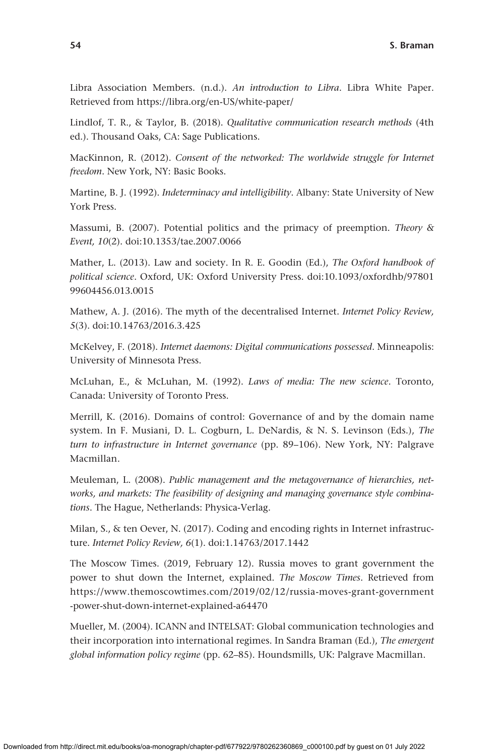Libra Association Members. (n.d.). *An introduction to Libra*. Libra White Paper. Retrieved from https://libra.org/en-US/white-paper/

Lindlof, T. R., & Taylor, B. (2018). *Qualitative communication research methods* (4th ed.). Thousand Oaks, CA: Sage Publications.

MacKinnon, R. (2012). *Consent of the networked: The worldwide struggle for Internet freedom*. New York, NY: Basic Books.

Martine, B. J. (1992). *Indeterminacy and intelligibility*. Albany: State University of New York Press.

Massumi, B. (2007). Potential politics and the primacy of preemption. *Theory & Event, 10*(2). doi:10.1353/tae.2007.0066

Mather, L. (2013). Law and society. In R. E. Goodin (Ed.), *The Oxford handbook of political science*. Oxford, UK: Oxford University Press. doi:10.1093/oxfordhb/9780199604456.013.0015

Mathew, A. J. (2016). The myth of the decentralised Internet. *Internet Policy Review, 5*(3). doi:10.14763/2016.3.425

McKelvey, F. (2018). *Internet daemons: Digital communications possessed*. Minneapolis: University of Minnesota Press.

McLuhan, E., & McLuhan, M. (1992). *Laws of media: The new science*. Toronto, Canada: University of Toronto Press.

Merrill, K. (2016). Domains of control: Governance of and by the domain name system. In F. Musiani, D. L. Cogburn, L. DeNardis, & N. S. Levinson (Eds.), *The turn to infrastructure in Internet governance* (pp. 89–106). New York, NY: Palgrave Macmillan.

Meuleman, L. (2008). *Public management and the metagovernance of hierarchies, networks, and markets: The feasibility of designing and managing governance style combinations*. The Hague, Netherlands: Physica-Verlag.

Milan, S., & ten Oever, N. (2017). Coding and encoding rights in Internet infrastructure. *Internet Policy Review, 6*(1). doi:1.14763/2017.1442

The Moscow Times. (2019, February 12). Russia moves to grant government the power to shut down the Internet, explained. *The Moscow Times*. Retrieved from https://www.themoscowtimes.com/2019/02/12/russia-moves-grant-government-power-shut-down-internet-explained-a64470

Mueller, M. (2004). ICANN and INTELSAT: Global communication technologies and their incorporation into international regimes. In Sandra Braman (Ed.), *The emergent global information policy regime* (pp. 62–85). Houndsmills, UK: Palgrave Macmillan.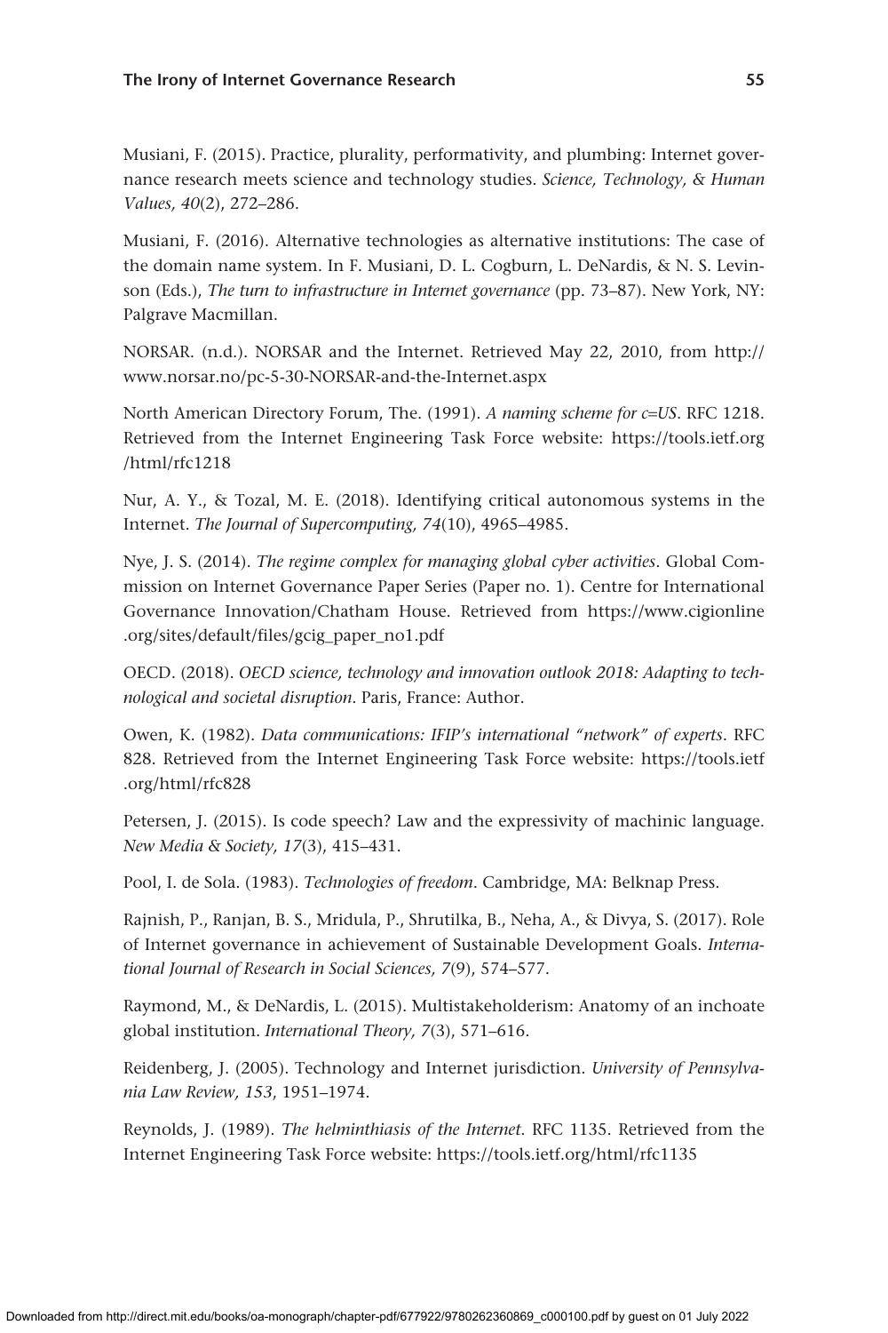Musiani, F. (2015). Practice, plurality, performativity, and plumbing: Internet governance research meets science and technology studies. *Science, Technology, & Human Values, 40*(2), 272–286.

Musiani, F. (2016). Alternative technologies as alternative institutions: The case of the domain name system. In F. Musiani, D. L. Cogburn, L. DeNardis, & N. S. Levinson (Eds.), *The turn to infrastructure in Internet governance* (pp. 73–87). New York, NY: Palgrave Macmillan.

NORSAR. (n.d.). NORSAR and the Internet. Retrieved May 22, 2010, from http://www.norsar.no/pc-5-30-NORSAR-and-the-Internet.aspx

North American Directory Forum, The. (1991). *A naming scheme for c=US*. RFC 1218. Retrieved from the Internet Engineering Task Force website: https://tools.ietf.org/html/rfc1218

Nur, A. Y., & Tozal, M. E. (2018). Identifying critical autonomous systems in the Internet. *The Journal of Supercomputing, 74*(10), 4965–4985.

Nye, J. S. (2014). *The regime complex for managing global cyber activities*. Global Commission on Internet Governance Paper Series (Paper no. 1). Centre for International Governance Innovation/Chatham House. Retrieved from https://www.cigionline.org/sites/default/files/gcig_paper_no1.pdf

OECD. (2018). *OECD science, technology and innovation outlook 2018: Adapting to technological and societal disruption*. Paris, France: Author.

Owen, K. (1982). *Data communications: IFIP's international "network" of experts*. RFC 828. Retrieved from the Internet Engineering Task Force website: https://tools.ietf.org/html/rfc828

Petersen, J. (2015). Is code speech? Law and the expressivity of machinic language. *New Media & Society, 17*(3), 415–431.

Pool, I. de Sola. (1983). *Technologies of freedom*. Cambridge, MA: Belknap Press.

Rajnish, P., Ranjan, B. S., Mridula, P., Shrutilka, B., Neha, A., & Divya, S. (2017). Role of Internet governance in achievement of Sustainable Development Goals. *International Journal of Research in Social Sciences, 7*(9), 574–577.

Raymond, M., & DeNardis, L. (2015). Multistakeholderism: Anatomy of an inchoate global institution. *International Theory, 7*(3), 571–616.

Reidenberg, J. (2005). Technology and Internet jurisdiction. *University of Pennsylvania Law Review, 153*, 1951–1974.

Reynolds, J. (1989). *The helminthiasis of the Internet*. RFC 1135. Retrieved from the Internet Engineering Task Force website: https://tools.ietf.org/html/rfc1135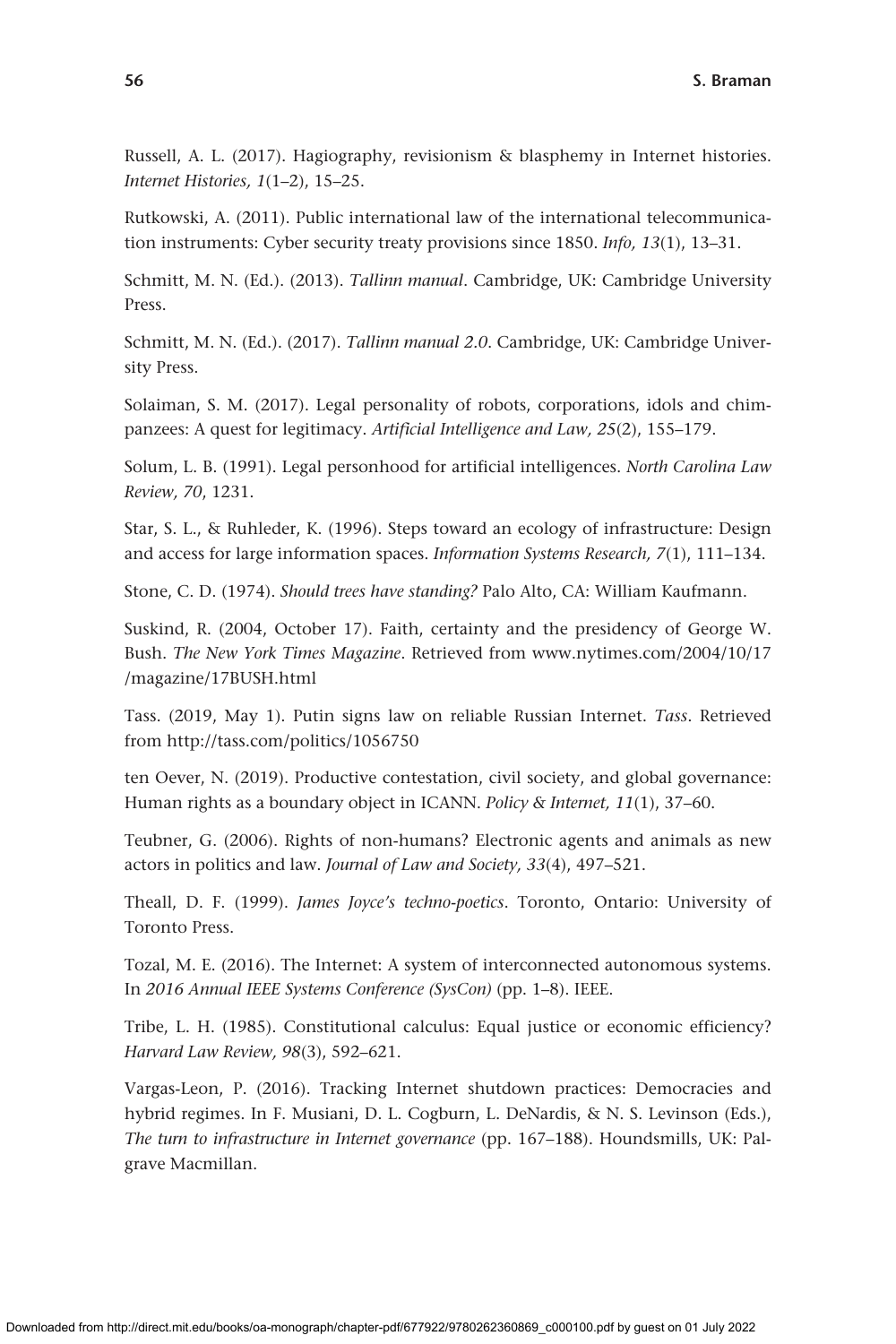Russell, A. L. (2017). Hagiography, revisionism & blasphemy in Internet histories. *Internet Histories, 1*(1–2), 15–25.

Rutkowski, A. (2011). Public international law of the international telecommunication instruments: Cyber security treaty provisions since 1850. *Info, 13*(1), 13–31.

Schmitt, M. N. (Ed.). (2013). *Tallinn manual*. Cambridge, UK: Cambridge University Press.

Schmitt, M. N. (Ed.). (2017). *Tallinn manual 2.0*. Cambridge, UK: Cambridge University Press.

Solaiman, S. M. (2017). Legal personality of robots, corporations, idols and chimpanzees: A quest for legitimacy. *Artificial Intelligence and Law, 25*(2), 155–179.

Solum, L. B. (1991). Legal personhood for artificial intelligences. *North Carolina Law Review, 70*, 1231.

Star, S. L., & Ruhleder, K. (1996). Steps toward an ecology of infrastructure: Design and access for large information spaces. *Information Systems Research, 7*(1), 111–134.

Stone, C. D. (1974). *Should trees have standing?* Palo Alto, CA: William Kaufmann.

Suskind, R. (2004, October 17). Faith, certainty and the presidency of George W. Bush. *The New York Times Magazine*. Retrieved from www.nytimes.com/2004/10/17/magazine/17BUSH.html

Tass. (2019, May 1). Putin signs law on reliable Russian Internet. *Tass*. Retrieved from http://tass.com/politics/1056750

ten Oever, N. (2019). Productive contestation, civil society, and global governance: Human rights as a boundary object in ICANN. *Policy & Internet, 11*(1), 37–60.

Teubner, G. (2006). Rights of non-humans? Electronic agents and animals as new actors in politics and law. *Journal of Law and Society, 33*(4), 497–521.

Theall, D. F. (1999). *James Joyce's techno-poetics*. Toronto, Ontario: University of Toronto Press.

Tozal, M. E. (2016). The Internet: A system of interconnected autonomous systems. In *2016 Annual IEEE Systems Conference (SysCon)* (pp. 1–8). IEEE.

Tribe, L. H. (1985). Constitutional calculus: Equal justice or economic efficiency? *Harvard Law Review, 98*(3), 592–621.

Vargas-Leon, P. (2016). Tracking Internet shutdown practices: Democracies and hybrid regimes. In F. Musiani, D. L. Cogburn, L. DeNardis, & N. S. Levinson (Eds.), *The turn to infrastructure in Internet governance* (pp. 167–188). Houndsmills, UK: Palgrave Macmillan.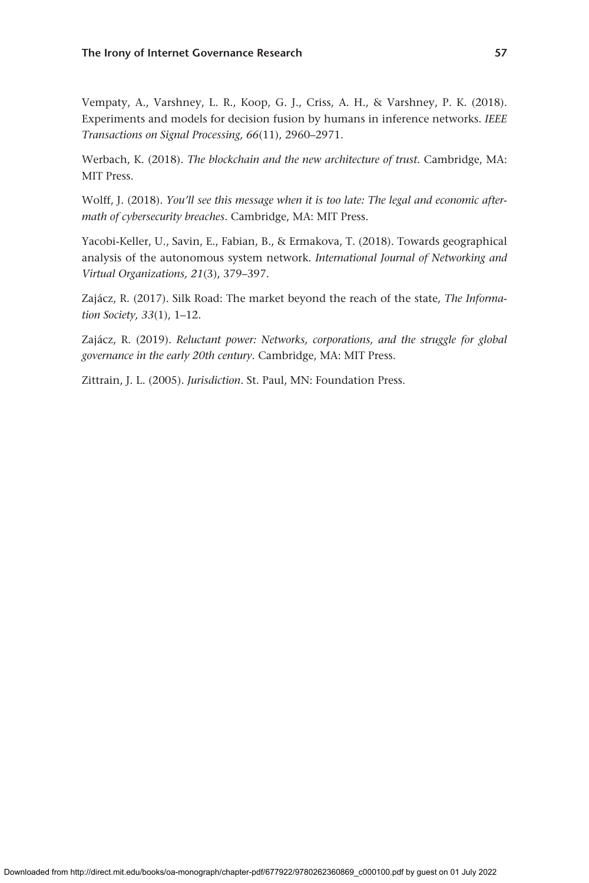Vempaty, A., Varshney, L. R., Koop, G. J., Criss, A. H., & Varshney, P. K. (2018). Experiments and models for decision fusion by humans in inference networks. *IEEE Transactions on Signal Processing, 66*(11), 2960–2971.

Werbach, K. (2018). *The blockchain and the new architecture of trust*. Cambridge, MA: MIT Press.

Wolff, J. (2018). *You'll see this message when it is too late: The legal and economic aftermath of cybersecurity breaches*. Cambridge, MA: MIT Press.

Yacobi-Keller, U., Savin, E., Fabian, B., & Ermakova, T. (2018). Towards geographical analysis of the autonomous system network. *International Journal of Networking and Virtual Organizations, 21*(3), 379–397.

Zajácz, R. (2017). Silk Road: The market beyond the reach of the state, *The Information Society, 33*(1), 1–12.

Zajácz, R. (2019). *Reluctant power: Networks, corporations, and the struggle for global governance in the early 20th century*. Cambridge, MA: MIT Press.

Zittrain, J. L. (2005). *Jurisdiction*. St. Paul, MN: Foundation Press.